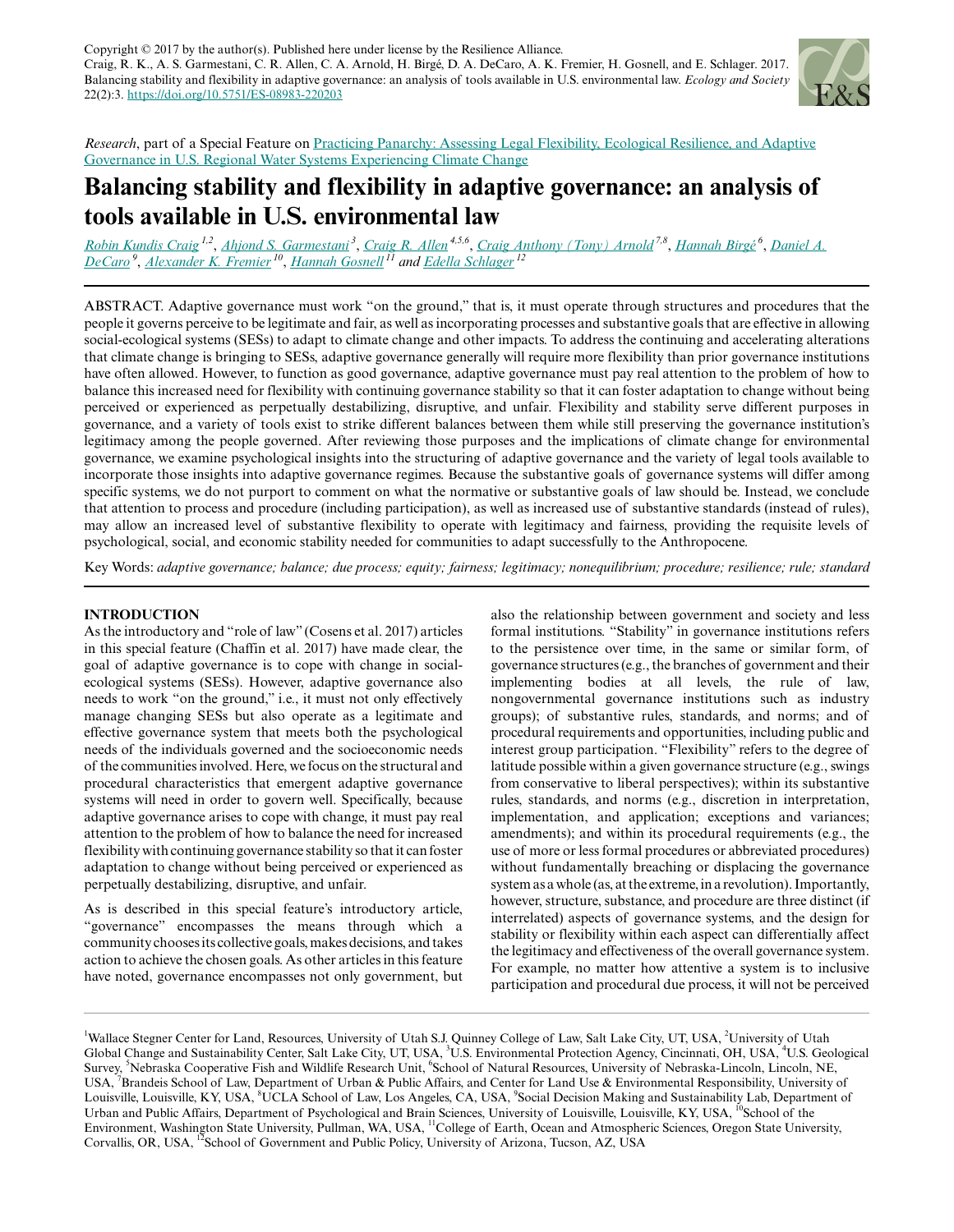Copyright © 2017 by the author(s). Published here under license by the Resilience Alliance.
Craig, R. K., A. S. Garmestani, C. R. Allen, C. A. Arnold, H. Birgé, D. A. DeCaro, A. K. Fremier, H. Gosnell, and E. Schlager. 2017. Balancing stability and flexibility in adaptive governance: an analysis of tools available in U.S. environmental law. *Ecology and Society* 22(2):3. https://doi.org/10.5751/ES-08983-220203

*Research*, part of a Special Feature on Practicing Panarchy: Assessing Legal Flexibility, Ecological Resilience, and Adaptive Governance in U.S. Regional Water Systems Experiencing Climate Change

# Balancing stability and flexibility in adaptive governance: an analysis of tools available in U.S. environmental law

Robin Kundis Craig[1,2], Ahjond S. Garmestani[3], Craig R. Allen[4,5,6], Craig Anthony (Tony) Arnold[7,8], Hannah Birgé[6], Daniel A. DeCaro[9], Alexander K. Fremier[10], Hannah Gosnell[11] and Edella Schlager[12]

ABSTRACT. Adaptive governance must work "on the ground," that is, it must operate through structures and procedures that the people it governs perceive to be legitimate and fair, as well as incorporating processes and substantive goals that are effective in allowing social-ecological systems (SESs) to adapt to climate change and other impacts. To address the continuing and accelerating alterations that climate change is bringing to SESs, adaptive governance generally will require more flexibility than prior governance institutions have often allowed. However, to function as good governance, adaptive governance must pay real attention to the problem of how to balance this increased need for flexibility with continuing governance stability so that it can foster adaptation to change without being perceived or experienced as perpetually destabilizing, disruptive, and unfair. Flexibility and stability serve different purposes in governance, and a variety of tools exist to strike different balances between them while still preserving the governance institution's legitimacy among the people governed. After reviewing those purposes and the implications of climate change for environmental governance, we examine psychological insights into the structuring of adaptive governance and the variety of legal tools available to incorporate those insights into adaptive governance regimes. Because the substantive goals of governance systems will differ among specific systems, we do not purport to comment on what the normative or substantive goals of law should be. Instead, we conclude that attention to process and procedure (including participation), as well as increased use of substantive standards (instead of rules), may allow an increased level of substantive flexibility to operate with legitimacy and fairness, providing the requisite levels of psychological, social, and economic stability needed for communities to adapt successfully to the Anthropocene.

Key Words: *adaptive governance; balance; due process; equity; fairness; legitimacy; nonequilibrium; procedure; resilience; rule; standard*

## INTRODUCTION

As the introductory and "role of law" (Cosens et al. 2017) articles in this special feature (Chaffin et al. 2017) have made clear, the goal of adaptive governance is to cope with change in social-ecological systems (SESs). However, adaptive governance also needs to work "on the ground," i.e., it must not only effectively manage changing SESs but also operate as a legitimate and effective governance system that meets both the psychological needs of the individuals governed and the socioeconomic needs of the communities involved. Here, we focus on the structural and procedural characteristics that emergent adaptive governance systems will need in order to govern well. Specifically, because adaptive governance arises to cope with change, it must pay real attention to the problem of how to balance the need for increased flexibility with continuing governance stability so that it can foster adaptation to change without being perceived or experienced as perpetually destabilizing, disruptive, and unfair.

As is described in this special feature's introductory article, "governance" encompasses the means through which a community chooses its collective goals, makes decisions, and takes action to achieve the chosen goals. As other articles in this feature have noted, governance encompasses not only government, but also the relationship between government and society and less formal institutions. "Stability" in governance institutions refers to the persistence over time, in the same or similar form, of governance structures (e.g., the branches of government and their implementing bodies at all levels, the rule of law, nongovernmental governance institutions such as industry groups); of substantive rules, standards, and norms; and of procedural requirements and opportunities, including public and interest group participation. "Flexibility" refers to the degree of latitude possible within a given governance structure (e.g., swings from conservative to liberal perspectives); within its substantive rules, standards, and norms (e.g., discretion in interpretation, implementation, and application; exceptions and variances; amendments); and within its procedural requirements (e.g., the use of more or less formal procedures or abbreviated procedures) without fundamentally breaching or displacing the governance system as a whole (as, at the extreme, in a revolution). Importantly, however, structure, substance, and procedure are three distinct (if interrelated) aspects of governance systems, and the design for stability or flexibility within each aspect can differentially affect the legitimacy and effectiveness of the overall governance system. For example, no matter how attentive a system is to inclusive participation and procedural due process, it will not be perceived

[1]Wallace Stegner Center for Land, Resources, University of Utah S.J. Quinney College of Law, Salt Lake City, UT, USA, [2]University of Utah Global Change and Sustainability Center, Salt Lake City, UT, USA, [3]U.S. Environmental Protection Agency, Cincinnati, OH, USA, [4]U.S. Geological Survey, [5]Nebraska Cooperative Fish and Wildlife Research Unit, [6]School of Natural Resources, University of Nebraska-Lincoln, Lincoln, NE, USA, [7]Brandeis School of Law, Department of Urban & Public Affairs, and Center for Land Use & Environmental Responsibility, University of Louisville, Louisville, KY, USA, [8]UCLA School of Law, Los Angeles, CA, USA, [9]Social Decision Making and Sustainability Lab, Department of Urban and Public Affairs, Department of Psychological and Brain Sciences, University of Louisville, Louisville, KY, USA, [10]School of the Environment, Washington State University, Pullman, WA, USA, [11]College of Earth, Ocean and Atmospheric Sciences, Oregon State University, Corvallis, OR, USA, [12]School of Government and Public Policy, University of Arizona, Tucson, AZ, USA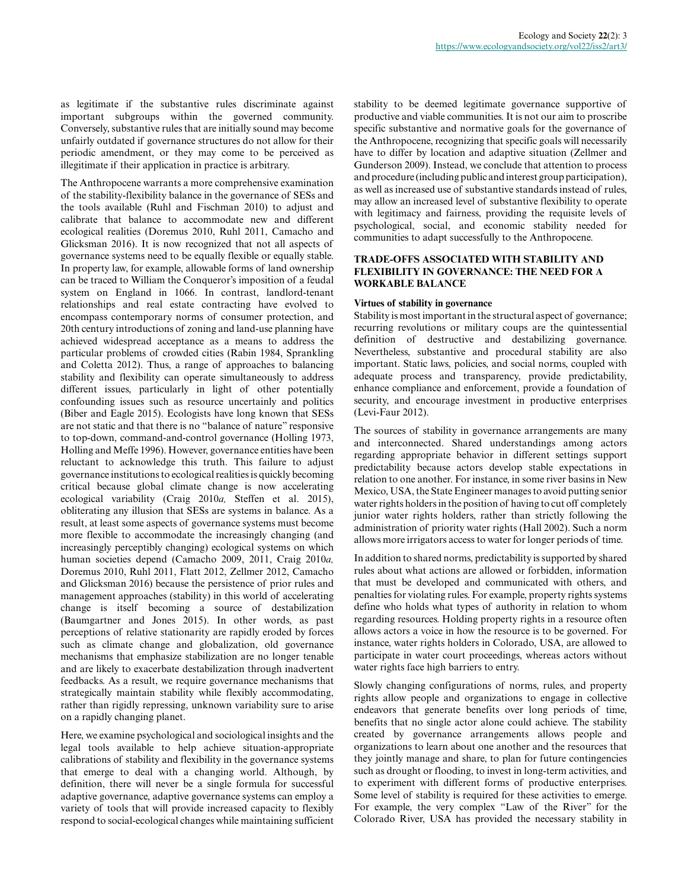as legitimate if the substantive rules discriminate against important subgroups within the governed community. Conversely, substantive rules that are initially sound may become unfairly outdated if governance structures do not allow for their periodic amendment, or they may come to be perceived as illegitimate if their application in practice is arbitrary.

The Anthropocene warrants a more comprehensive examination of the stability-flexibility balance in the governance of SESs and the tools available (Ruhl and Fischman 2010) to adjust and calibrate that balance to accommodate new and different ecological realities (Doremus 2010, Ruhl 2011, Camacho and Glicksman 2016). It is now recognized that not all aspects of governance systems need to be equally flexible or equally stable. In property law, for example, allowable forms of land ownership can be traced to William the Conqueror's imposition of a feudal system on England in 1066. In contrast, landlord-tenant relationships and real estate contracting have evolved to encompass contemporary norms of consumer protection, and 20th century introductions of zoning and land-use planning have achieved widespread acceptance as a means to address the particular problems of crowded cities (Rabin 1984, Sprankling and Coletta 2012). Thus, a range of approaches to balancing stability and flexibility can operate simultaneously to address different issues, particularly in light of other potentially confounding issues such as resource uncertainly and politics (Biber and Eagle 2015). Ecologists have long known that SESs are not static and that there is no "balance of nature" responsive to top-down, command-and-control governance (Holling 1973, Holling and Meffe 1996). However, governance entities have been reluctant to acknowledge this truth. This failure to adjust governance institutions to ecological realities is quickly becoming critical because global climate change is now accelerating ecological variability (Craig 2010*a,* Steffen et al. 2015), obliterating any illusion that SESs are systems in balance. As a result, at least some aspects of governance systems must become more flexible to accommodate the increasingly changing (and increasingly perceptibly changing) ecological systems on which human societies depend (Camacho 2009, 2011, Craig 2010*a,* Doremus 2010, Ruhl 2011, Flatt 2012, Zellmer 2012, Camacho and Glicksman 2016) because the persistence of prior rules and management approaches (stability) in this world of accelerating change is itself becoming a source of destabilization (Baumgartner and Jones 2015). In other words, as past perceptions of relative stationarity are rapidly eroded by forces such as climate change and globalization, old governance mechanisms that emphasize stabilization are no longer tenable and are likely to exacerbate destabilization through inadvertent feedbacks. As a result, we require governance mechanisms that strategically maintain stability while flexibly accommodating, rather than rigidly repressing, unknown variability sure to arise on a rapidly changing planet.

Here, we examine psychological and sociological insights and the legal tools available to help achieve situation-appropriate calibrations of stability and flexibility in the governance systems that emerge to deal with a changing world. Although, by definition, there will never be a single formula for successful adaptive governance, adaptive governance systems can employ a variety of tools that will provide increased capacity to flexibly respond to social-ecological changes while maintaining sufficient stability to be deemed legitimate governance supportive of productive and viable communities. It is not our aim to proscribe specific substantive and normative goals for the governance of the Anthropocene, recognizing that specific goals will necessarily have to differ by location and adaptive situation (Zellmer and Gunderson 2009). Instead, we conclude that attention to process and procedure (including public and interest group participation), as well as increased use of substantive standards instead of rules, may allow an increased level of substantive flexibility to operate with legitimacy and fairness, providing the requisite levels of psychological, social, and economic stability needed for communities to adapt successfully to the Anthropocene.

## TRADE-OFFS ASSOCIATED WITH STABILITY AND FLEXIBILITY IN GOVERNANCE: THE NEED FOR A WORKABLE BALANCE

### Virtues of stability in governance

Stability is most important in the structural aspect of governance; recurring revolutions or military coups are the quintessential definition of destructive and destabilizing governance. Nevertheless, substantive and procedural stability are also important. Static laws, policies, and social norms, coupled with adequate process and transparency, provide predictability, enhance compliance and enforcement, provide a foundation of security, and encourage investment in productive enterprises (Levi-Faur 2012).

The sources of stability in governance arrangements are many and interconnected. Shared understandings among actors regarding appropriate behavior in different settings support predictability because actors develop stable expectations in relation to one another. For instance, in some river basins in New Mexico, USA, the State Engineer manages to avoid putting senior water rights holders in the position of having to cut off completely junior water rights holders, rather than strictly following the administration of priority water rights (Hall 2002). Such a norm allows more irrigators access to water for longer periods of time.

In addition to shared norms, predictability is supported by shared rules about what actions are allowed or forbidden, information that must be developed and communicated with others, and penalties for violating rules. For example, property rights systems define who holds what types of authority in relation to whom regarding resources. Holding property rights in a resource often allows actors a voice in how the resource is to be governed. For instance, water rights holders in Colorado, USA, are allowed to participate in water court proceedings, whereas actors without water rights face high barriers to entry.

Slowly changing configurations of norms, rules, and property rights allow people and organizations to engage in collective endeavors that generate benefits over long periods of time, benefits that no single actor alone could achieve. The stability created by governance arrangements allows people and organizations to learn about one another and the resources that they jointly manage and share, to plan for future contingencies such as drought or flooding, to invest in long-term activities, and to experiment with different forms of productive enterprises. Some level of stability is required for these activities to emerge. For example, the very complex "Law of the River" for the Colorado River, USA has provided the necessary stability in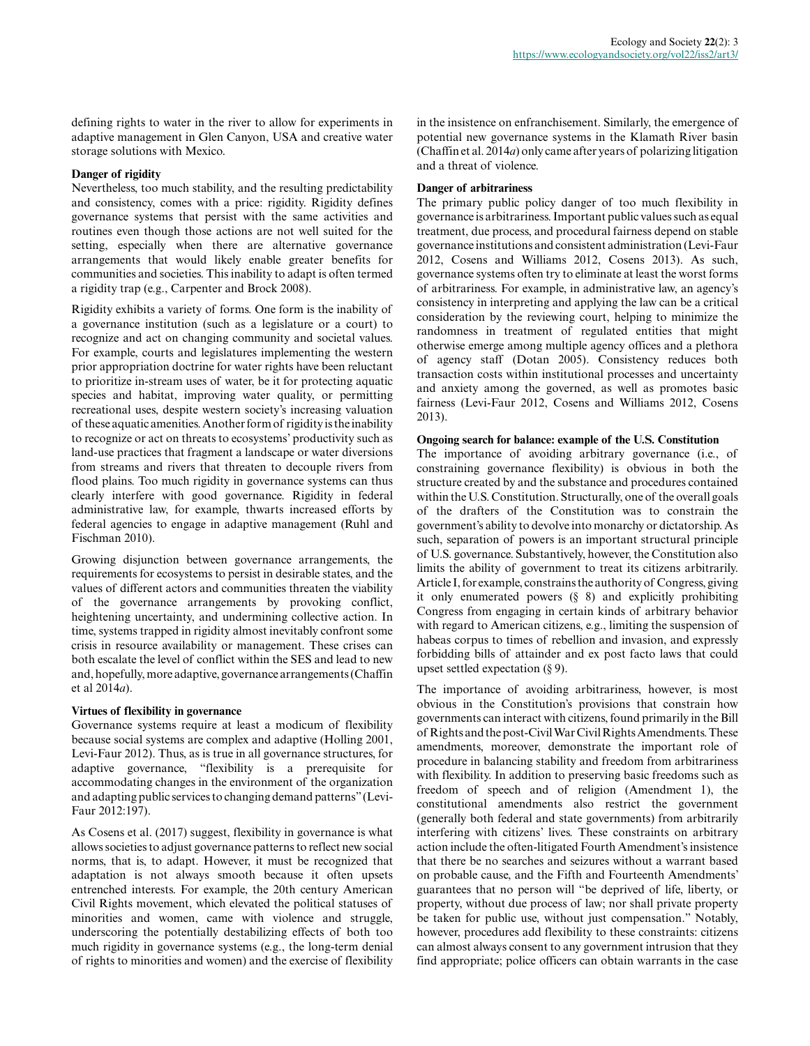defining rights to water in the river to allow for experiments in adaptive management in Glen Canyon, USA and creative water storage solutions with Mexico.

### Danger of rigidity

Nevertheless, too much stability, and the resulting predictability and consistency, comes with a price: rigidity. Rigidity defines governance systems that persist with the same activities and routines even though those actions are not well suited for the setting, especially when there are alternative governance arrangements that would likely enable greater benefits for communities and societies. This inability to adapt is often termed a rigidity trap (e.g., Carpenter and Brock 2008).

Rigidity exhibits a variety of forms. One form is the inability of a governance institution (such as a legislature or a court) to recognize and act on changing community and societal values. For example, courts and legislatures implementing the western prior appropriation doctrine for water rights have been reluctant to prioritize in-stream uses of water, be it for protecting aquatic species and habitat, improving water quality, or permitting recreational uses, despite western society's increasing valuation of these aquatic amenities. Another form of rigidity is the inability to recognize or act on threats to ecosystems' productivity such as land-use practices that fragment a landscape or water diversions from streams and rivers that threaten to decouple rivers from flood plains. Too much rigidity in governance systems can thus clearly interfere with good governance. Rigidity in federal administrative law, for example, thwarts increased efforts by federal agencies to engage in adaptive management (Ruhl and Fischman 2010).

Growing disjunction between governance arrangements, the requirements for ecosystems to persist in desirable states, and the values of different actors and communities threaten the viability of the governance arrangements by provoking conflict, heightening uncertainty, and undermining collective action. In time, systems trapped in rigidity almost inevitably confront some crisis in resource availability or management. These crises can both escalate the level of conflict within the SES and lead to new and, hopefully, more adaptive, governance arrangements (Chaffin et al 2014*a*).

### Virtues of flexibility in governance

Governance systems require at least a modicum of flexibility because social systems are complex and adaptive (Holling 2001, Levi-Faur 2012). Thus, as is true in all governance structures, for adaptive governance, "flexibility is a prerequisite for accommodating changes in the environment of the organization and adapting public services to changing demand patterns" (Levi-Faur 2012:197).

As Cosens et al. (2017) suggest, flexibility in governance is what allows societies to adjust governance patterns to reflect new social norms, that is, to adapt. However, it must be recognized that adaptation is not always smooth because it often upsets entrenched interests. For example, the 20th century American Civil Rights movement, which elevated the political statuses of minorities and women, came with violence and struggle, underscoring the potentially destabilizing effects of both too much rigidity in governance systems (e.g., the long-term denial of rights to minorities and women) and the exercise of flexibility in the insistence on enfranchisement. Similarly, the emergence of potential new governance systems in the Klamath River basin (Chaffin et al. 2014*a*) only came after years of polarizing litigation and a threat of violence.

### Danger of arbitrariness

The primary public policy danger of too much flexibility in governance is arbitrariness. Important public values such as equal treatment, due process, and procedural fairness depend on stable governance institutions and consistent administration (Levi-Faur 2012, Cosens and Williams 2012, Cosens 2013). As such, governance systems often try to eliminate at least the worst forms of arbitrariness. For example, in administrative law, an agency's consistency in interpreting and applying the law can be a critical consideration by the reviewing court, helping to minimize the randomness in treatment of regulated entities that might otherwise emerge among multiple agency offices and a plethora of agency staff (Dotan 2005). Consistency reduces both transaction costs within institutional processes and uncertainty and anxiety among the governed, as well as promotes basic fairness (Levi-Faur 2012, Cosens and Williams 2012, Cosens 2013).

### Ongoing search for balance: example of the U.S. Constitution

The importance of avoiding arbitrary governance (i.e., of constraining governance flexibility) is obvious in both the structure created by and the substance and procedures contained within the U.S. Constitution. Structurally, one of the overall goals of the drafters of the Constitution was to constrain the government's ability to devolve into monarchy or dictatorship. As such, separation of powers is an important structural principle of U.S. governance. Substantively, however, the Constitution also limits the ability of government to treat its citizens arbitrarily. Article I, for example, constrains the authority of Congress, giving it only enumerated powers (§ 8) and explicitly prohibiting Congress from engaging in certain kinds of arbitrary behavior with regard to American citizens, e.g., limiting the suspension of habeas corpus to times of rebellion and invasion, and expressly forbidding bills of attainder and ex post facto laws that could upset settled expectation (§ 9).

The importance of avoiding arbitrariness, however, is most obvious in the Constitution's provisions that constrain how governments can interact with citizens, found primarily in the Bill of Rights and the post-Civil War Civil Rights Amendments. These amendments, moreover, demonstrate the important role of procedure in balancing stability and freedom from arbitrariness with flexibility. In addition to preserving basic freedoms such as freedom of speech and of religion (Amendment 1), the constitutional amendments also restrict the government (generally both federal and state governments) from arbitrarily interfering with citizens' lives. These constraints on arbitrary action include the often-litigated Fourth Amendment's insistence that there be no searches and seizures without a warrant based on probable cause, and the Fifth and Fourteenth Amendments' guarantees that no person will "be deprived of life, liberty, or property, without due process of law; nor shall private property be taken for public use, without just compensation." Notably, however, procedures add flexibility to these constraints: citizens can almost always consent to any government intrusion that they find appropriate; police officers can obtain warrants in the case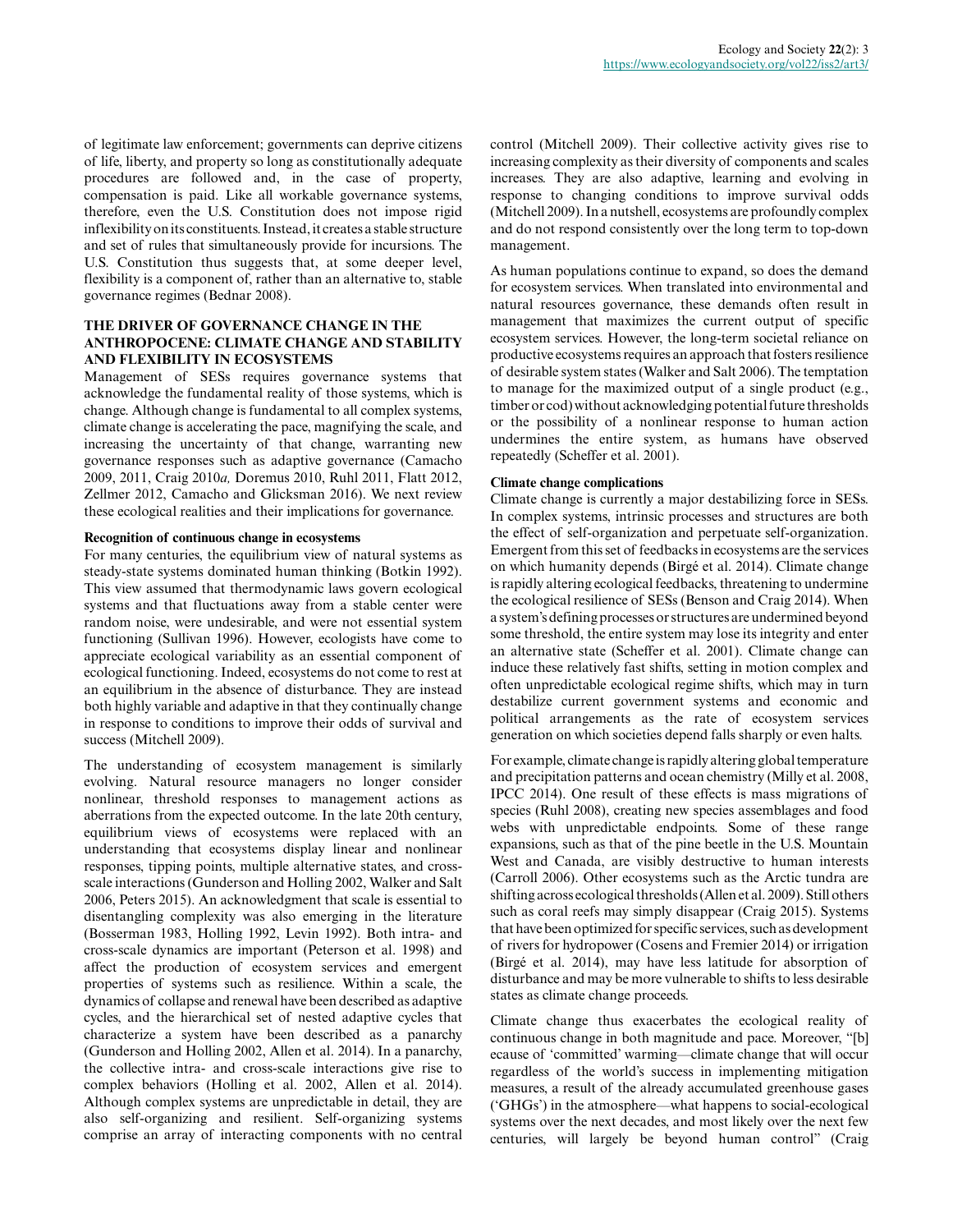of legitimate law enforcement; governments can deprive citizens of life, liberty, and property so long as constitutionally adequate procedures are followed and, in the case of property, compensation is paid. Like all workable governance systems, therefore, even the U.S. Constitution does not impose rigid inflexibility on its constituents. Instead, it creates a stable structure and set of rules that simultaneously provide for incursions. The U.S. Constitution thus suggests that, at some deeper level, flexibility is a component of, rather than an alternative to, stable governance regimes (Bednar 2008).

## THE DRIVER OF GOVERNANCE CHANGE IN THE ANTHROPOCENE: CLIMATE CHANGE AND STABILITY AND FLEXIBILITY IN ECOSYSTEMS

Management of SESs requires governance systems that acknowledge the fundamental reality of those systems, which is change. Although change is fundamental to all complex systems, climate change is accelerating the pace, magnifying the scale, and increasing the uncertainty of that change, warranting new governance responses such as adaptive governance (Camacho 2009, 2011, Craig 2010*a,* Doremus 2010, Ruhl 2011, Flatt 2012, Zellmer 2012, Camacho and Glicksman 2016). We next review these ecological realities and their implications for governance.

### Recognition of continuous change in ecosystems

For many centuries, the equilibrium view of natural systems as steady-state systems dominated human thinking (Botkin 1992). This view assumed that thermodynamic laws govern ecological systems and that fluctuations away from a stable center were random noise, were undesirable, and were not essential system functioning (Sullivan 1996). However, ecologists have come to appreciate ecological variability as an essential component of ecological functioning. Indeed, ecosystems do not come to rest at an equilibrium in the absence of disturbance. They are instead both highly variable and adaptive in that they continually change in response to conditions to improve their odds of survival and success (Mitchell 2009).

The understanding of ecosystem management is similarly evolving. Natural resource managers no longer consider nonlinear, threshold responses to management actions as aberrations from the expected outcome. In the late 20th century, equilibrium views of ecosystems were replaced with an understanding that ecosystems display linear and nonlinear responses, tipping points, multiple alternative states, and cross-scale interactions (Gunderson and Holling 2002, Walker and Salt 2006, Peters 2015). An acknowledgment that scale is essential to disentangling complexity was also emerging in the literature (Bosserman 1983, Holling 1992, Levin 1992). Both intra- and cross-scale dynamics are important (Peterson et al. 1998) and affect the production of ecosystem services and emergent properties of systems such as resilience. Within a scale, the dynamics of collapse and renewal have been described as adaptive cycles, and the hierarchical set of nested adaptive cycles that characterize a system have been described as a panarchy (Gunderson and Holling 2002, Allen et al. 2014). In a panarchy, the collective intra- and cross-scale interactions give rise to complex behaviors (Holling et al. 2002, Allen et al. 2014). Although complex systems are unpredictable in detail, they are also self-organizing and resilient. Self-organizing systems comprise an array of interacting components with no central control (Mitchell 2009). Their collective activity gives rise to increasing complexity as their diversity of components and scales increases. They are also adaptive, learning and evolving in response to changing conditions to improve survival odds (Mitchell 2009). In a nutshell, ecosystems are profoundly complex and do not respond consistently over the long term to top-down management.

As human populations continue to expand, so does the demand for ecosystem services. When translated into environmental and natural resources governance, these demands often result in management that maximizes the current output of specific ecosystem services. However, the long-term societal reliance on productive ecosystems requires an approach that fosters resilience of desirable system states (Walker and Salt 2006). The temptation to manage for the maximized output of a single product (e.g., timber or cod) without acknowledging potential future thresholds or the possibility of a nonlinear response to human action undermines the entire system, as humans have observed repeatedly (Scheffer et al. 2001).

### Climate change complications

Climate change is currently a major destabilizing force in SESs. In complex systems, intrinsic processes and structures are both the effect of self-organization and perpetuate self-organization. Emergent from this set of feedbacks in ecosystems are the services on which humanity depends (Birgé et al. 2014). Climate change is rapidly altering ecological feedbacks, threatening to undermine the ecological resilience of SESs (Benson and Craig 2014). When a system's defining processes or structures are undermined beyond some threshold, the entire system may lose its integrity and enter an alternative state (Scheffer et al. 2001). Climate change can induce these relatively fast shifts, setting in motion complex and often unpredictable ecological regime shifts, which may in turn destabilize current government systems and economic and political arrangements as the rate of ecosystem services generation on which societies depend falls sharply or even halts.

For example, climate change is rapidly altering global temperature and precipitation patterns and ocean chemistry (Milly et al. 2008, IPCC 2014). One result of these effects is mass migrations of species (Ruhl 2008), creating new species assemblages and food webs with unpredictable endpoints. Some of these range expansions, such as that of the pine beetle in the U.S. Mountain West and Canada, are visibly destructive to human interests (Carroll 2006). Other ecosystems such as the Arctic tundra are shifting across ecological thresholds (Allen et al. 2009). Still others such as coral reefs may simply disappear (Craig 2015). Systems that have been optimized for specific services, such as development of rivers for hydropower (Cosens and Fremier 2014) or irrigation (Birgé et al. 2014), may have less latitude for absorption of disturbance and may be more vulnerable to shifts to less desirable states as climate change proceeds.

Climate change thus exacerbates the ecological reality of continuous change in both magnitude and pace. Moreover, "[b]ecause of 'committed' warming—climate change that will occur regardless of the world's success in implementing mitigation measures, a result of the already accumulated greenhouse gases ('GHGs') in the atmosphere—what happens to social-ecological systems over the next decades, and most likely over the next few centuries, will largely be beyond human control" (Craig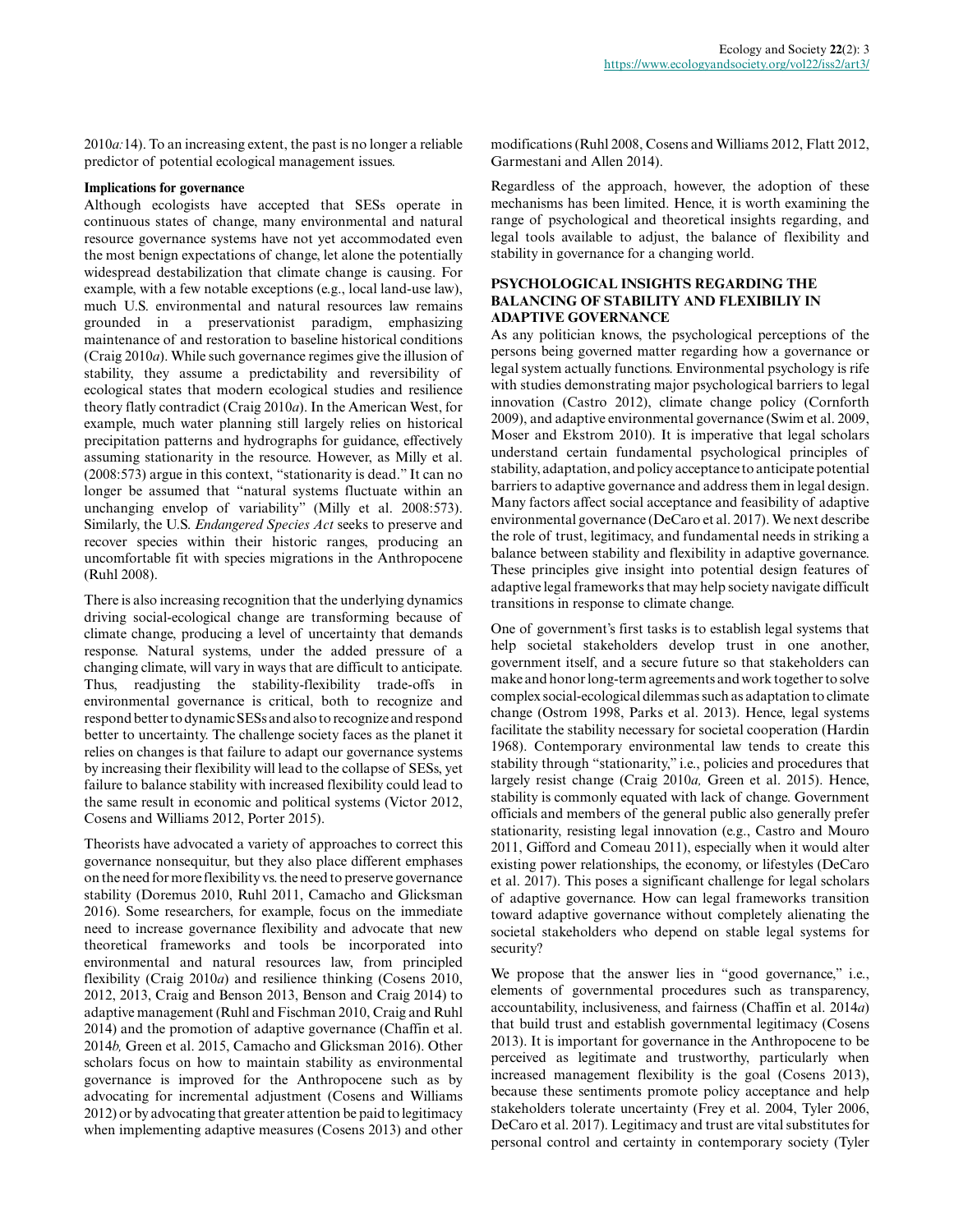2010*a*:14). To an increasing extent, the past is no longer a reliable predictor of potential ecological management issues.

**Implications for governance**

Although ecologists have accepted that SESs operate in continuous states of change, many environmental and natural resource governance systems have not yet accommodated even the most benign expectations of change, let alone the potentially widespread destabilization that climate change is causing. For example, with a few notable exceptions (e.g., local land-use law), much U.S. environmental and natural resources law remains grounded in a preservationist paradigm, emphasizing maintenance of and restoration to baseline historical conditions (Craig 2010*a*). While such governance regimes give the illusion of stability, they assume a predictability and reversibility of ecological states that modern ecological studies and resilience theory flatly contradict (Craig 2010*a*). In the American West, for example, much water planning still largely relies on historical precipitation patterns and hydrographs for guidance, effectively assuming stationarity in the resource. However, as Milly et al. (2008:573) argue in this context, "stationarity is dead." It can no longer be assumed that "natural systems fluctuate within an unchanging envelop of variability" (Milly et al. 2008:573). Similarly, the U.S. *Endangered Species Act* seeks to preserve and recover species within their historic ranges, producing an uncomfortable fit with species migrations in the Anthropocene (Ruhl 2008).

There is also increasing recognition that the underlying dynamics driving social-ecological change are transforming because of climate change, producing a level of uncertainty that demands response. Natural systems, under the added pressure of a changing climate, will vary in ways that are difficult to anticipate. Thus, readjusting the stability-flexibility trade-offs in environmental governance is critical, both to recognize and respond better to dynamic SESs and also to recognize and respond better to uncertainty. The challenge society faces as the planet it relies on changes is that failure to adapt our governance systems by increasing their flexibility will lead to the collapse of SESs, yet failure to balance stability with increased flexibility could lead to the same result in economic and political systems (Victor 2012, Cosens and Williams 2012, Porter 2015).

Theorists have advocated a variety of approaches to correct this governance nonsequitur, but they also place different emphases on the need for more flexibility vs. the need to preserve governance stability (Doremus 2010, Ruhl 2011, Camacho and Glicksman 2016). Some researchers, for example, focus on the immediate need to increase governance flexibility and advocate that new theoretical frameworks and tools be incorporated into environmental and natural resources law, from principled flexibility (Craig 2010*a*) and resilience thinking (Cosens 2010, 2012, 2013, Craig and Benson 2013, Benson and Craig 2014) to adaptive management (Ruhl and Fischman 2010, Craig and Ruhl 2014) and the promotion of adaptive governance (Chaffin et al. 2014*b,* Green et al. 2015, Camacho and Glicksman 2016). Other scholars focus on how to maintain stability as environmental governance is improved for the Anthropocene such as by advocating for incremental adjustment (Cosens and Williams 2012) or by advocating that greater attention be paid to legitimacy when implementing adaptive measures (Cosens 2013) and other modifications (Ruhl 2008, Cosens and Williams 2012, Flatt 2012, Garmestani and Allen 2014).

Regardless of the approach, however, the adoption of these mechanisms has been limited. Hence, it is worth examining the range of psychological and theoretical insights regarding, and legal tools available to adjust, the balance of flexibility and stability in governance for a changing world.

## PSYCHOLOGICAL INSIGHTS REGARDING THE BALANCING OF STABILITY AND FLEXIBILIY IN ADAPTIVE GOVERNANCE

As any politician knows, the psychological perceptions of the persons being governed matter regarding how a governance or legal system actually functions. Environmental psychology is rife with studies demonstrating major psychological barriers to legal innovation (Castro 2012), climate change policy (Cornforth 2009), and adaptive environmental governance (Swim et al. 2009, Moser and Ekstrom 2010). It is imperative that legal scholars understand certain fundamental psychological principles of stability, adaptation, and policy acceptance to anticipate potential barriers to adaptive governance and address them in legal design. Many factors affect social acceptance and feasibility of adaptive environmental governance (DeCaro et al. 2017). We next describe the role of trust, legitimacy, and fundamental needs in striking a balance between stability and flexibility in adaptive governance. These principles give insight into potential design features of adaptive legal frameworks that may help society navigate difficult transitions in response to climate change.

One of government's first tasks is to establish legal systems that help societal stakeholders develop trust in one another, government itself, and a secure future so that stakeholders can make and honor long-term agreements and work together to solve complex social-ecological dilemmas such as adaptation to climate change (Ostrom 1998, Parks et al. 2013). Hence, legal systems facilitate the stability necessary for societal cooperation (Hardin 1968). Contemporary environmental law tends to create this stability through "stationarity," i.e., policies and procedures that largely resist change (Craig 2010*a,* Green et al. 2015). Hence, stability is commonly equated with lack of change. Government officials and members of the general public also generally prefer stationarity, resisting legal innovation (e.g., Castro and Mouro 2011, Gifford and Comeau 2011), especially when it would alter existing power relationships, the economy, or lifestyles (DeCaro et al. 2017). This poses a significant challenge for legal scholars of adaptive governance. How can legal frameworks transition toward adaptive governance without completely alienating the societal stakeholders who depend on stable legal systems for security?

We propose that the answer lies in "good governance," i.e., elements of governmental procedures such as transparency, accountability, inclusiveness, and fairness (Chaffin et al. 2014*a*) that build trust and establish governmental legitimacy (Cosens 2013). It is important for governance in the Anthropocene to be perceived as legitimate and trustworthy, particularly when increased management flexibility is the goal (Cosens 2013), because these sentiments promote policy acceptance and help stakeholders tolerate uncertainty (Frey et al. 2004, Tyler 2006, DeCaro et al. 2017). Legitimacy and trust are vital substitutes for personal control and certainty in contemporary society (Tyler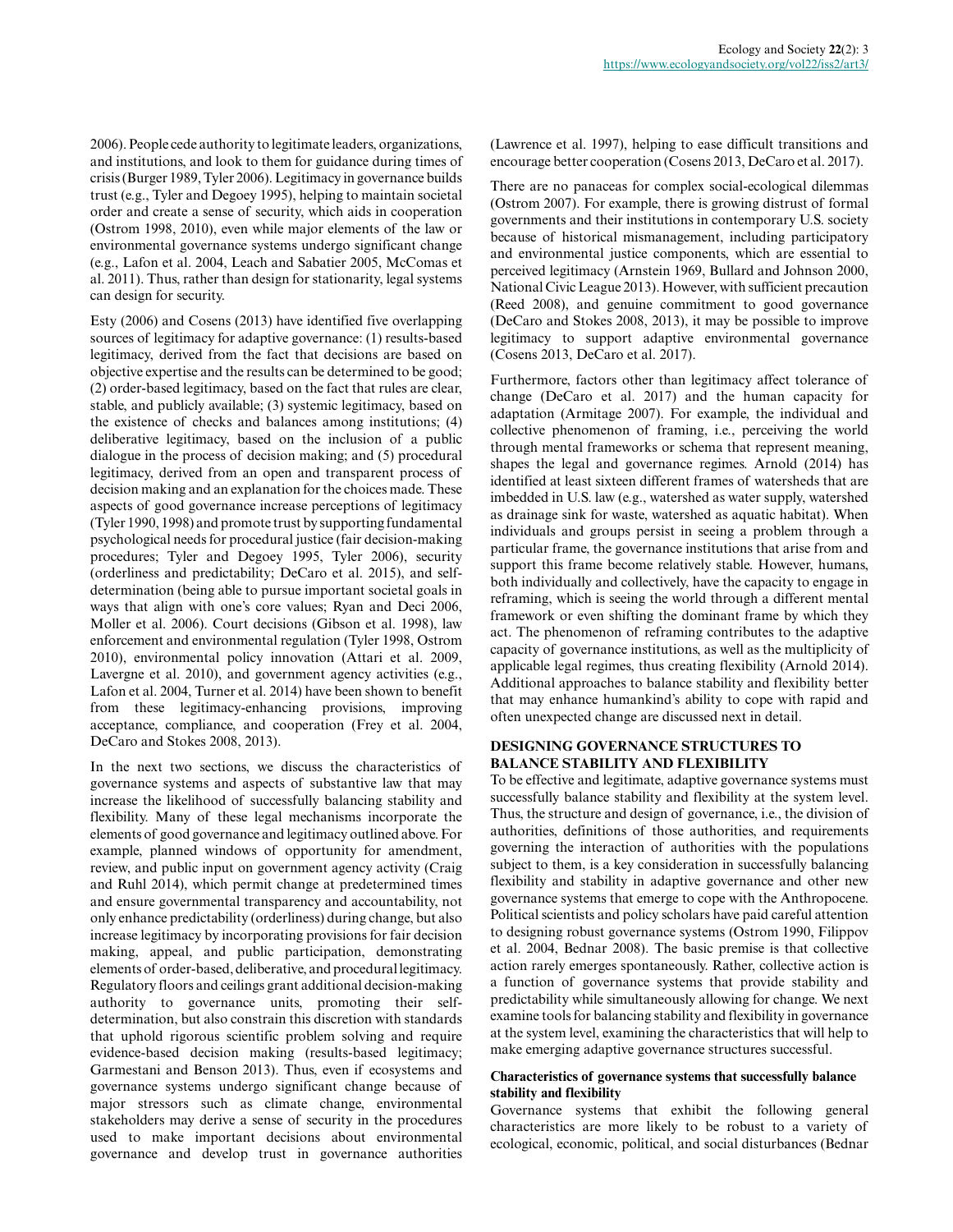2006). People cede authority to legitimate leaders, organizations, and institutions, and look to them for guidance during times of crisis (Burger 1989, Tyler 2006). Legitimacy in governance builds trust (e.g., Tyler and Degoey 1995), helping to maintain societal order and create a sense of security, which aids in cooperation (Ostrom 1998, 2010), even while major elements of the law or environmental governance systems undergo significant change (e.g., Lafon et al. 2004, Leach and Sabatier 2005, McComas et al. 2011). Thus, rather than design for stationarity, legal systems can design for security.

Esty (2006) and Cosens (2013) have identified five overlapping sources of legitimacy for adaptive governance: (1) results-based legitimacy, derived from the fact that decisions are based on objective expertise and the results can be determined to be good; (2) order-based legitimacy, based on the fact that rules are clear, stable, and publicly available; (3) systemic legitimacy, based on the existence of checks and balances among institutions; (4) deliberative legitimacy, based on the inclusion of a public dialogue in the process of decision making; and (5) procedural legitimacy, derived from an open and transparent process of decision making and an explanation for the choices made. These aspects of good governance increase perceptions of legitimacy (Tyler 1990, 1998) and promote trust by supporting fundamental psychological needs for procedural justice (fair decision-making procedures; Tyler and Degoey 1995, Tyler 2006), security (orderliness and predictability; DeCaro et al. 2015), and self-determination (being able to pursue important societal goals in ways that align with one's core values; Ryan and Deci 2006, Moller et al. 2006). Court decisions (Gibson et al. 1998), law enforcement and environmental regulation (Tyler 1998, Ostrom 2010), environmental policy innovation (Attari et al. 2009, Lavergne et al. 2010), and government agency activities (e.g., Lafon et al. 2004, Turner et al. 2014) have been shown to benefit from these legitimacy-enhancing provisions, improving acceptance, compliance, and cooperation (Frey et al. 2004, DeCaro and Stokes 2008, 2013).

In the next two sections, we discuss the characteristics of governance systems and aspects of substantive law that may increase the likelihood of successfully balancing stability and flexibility. Many of these legal mechanisms incorporate the elements of good governance and legitimacy outlined above. For example, planned windows of opportunity for amendment, review, and public input on government agency activity (Craig and Ruhl 2014), which permit change at predetermined times and ensure governmental transparency and accountability, not only enhance predictability (orderliness) during change, but also increase legitimacy by incorporating provisions for fair decision making, appeal, and public participation, demonstrating elements of order-based, deliberative, and procedural legitimacy. Regulatory floors and ceilings grant additional decision-making authority to governance units, promoting their self-determination, but also constrain this discretion with standards that uphold rigorous scientific problem solving and require evidence-based decision making (results-based legitimacy; Garmestani and Benson 2013). Thus, even if ecosystems and governance systems undergo significant change because of major stressors such as climate change, environmental stakeholders may derive a sense of security in the procedures used to make important decisions about environmental governance and develop trust in governance authorities (Lawrence et al. 1997), helping to ease difficult transitions and encourage better cooperation (Cosens 2013, DeCaro et al. 2017).

There are no panaceas for complex social-ecological dilemmas (Ostrom 2007). For example, there is growing distrust of formal governments and their institutions in contemporary U.S. society because of historical mismanagement, including participatory and environmental justice components, which are essential to perceived legitimacy (Arnstein 1969, Bullard and Johnson 2000, National Civic League 2013). However, with sufficient precaution (Reed 2008), and genuine commitment to good governance (DeCaro and Stokes 2008, 2013), it may be possible to improve legitimacy to support adaptive environmental governance (Cosens 2013, DeCaro et al. 2017).

Furthermore, factors other than legitimacy affect tolerance of change (DeCaro et al. 2017) and the human capacity for adaptation (Armitage 2007). For example, the individual and collective phenomenon of framing, i.e., perceiving the world through mental frameworks or schema that represent meaning, shapes the legal and governance regimes. Arnold (2014) has identified at least sixteen different frames of watersheds that are imbedded in U.S. law (e.g., watershed as water supply, watershed as drainage sink for waste, watershed as aquatic habitat). When individuals and groups persist in seeing a problem through a particular frame, the governance institutions that arise from and support this frame become relatively stable. However, humans, both individually and collectively, have the capacity to engage in reframing, which is seeing the world through a different mental framework or even shifting the dominant frame by which they act. The phenomenon of reframing contributes to the adaptive capacity of governance institutions, as well as the multiplicity of applicable legal regimes, thus creating flexibility (Arnold 2014). Additional approaches to balance stability and flexibility better that may enhance humankind's ability to cope with rapid and often unexpected change are discussed next in detail.

## DESIGNING GOVERNANCE STRUCTURES TO BALANCE STABILITY AND FLEXIBILITY

To be effective and legitimate, adaptive governance systems must successfully balance stability and flexibility at the system level. Thus, the structure and design of governance, i.e., the division of authorities, definitions of those authorities, and requirements governing the interaction of authorities with the populations subject to them, is a key consideration in successfully balancing flexibility and stability in adaptive governance and other new governance systems that emerge to cope with the Anthropocene. Political scientists and policy scholars have paid careful attention to designing robust governance systems (Ostrom 1990, Filippov et al. 2004, Bednar 2008). The basic premise is that collective action rarely emerges spontaneously. Rather, collective action is a function of governance systems that provide stability and predictability while simultaneously allowing for change. We next examine tools for balancing stability and flexibility in governance at the system level, examining the characteristics that will help to make emerging adaptive governance structures successful.

### Characteristics of governance systems that successfully balance stability and flexibility

Governance systems that exhibit the following general characteristics are more likely to be robust to a variety of ecological, economic, political, and social disturbances (Bednar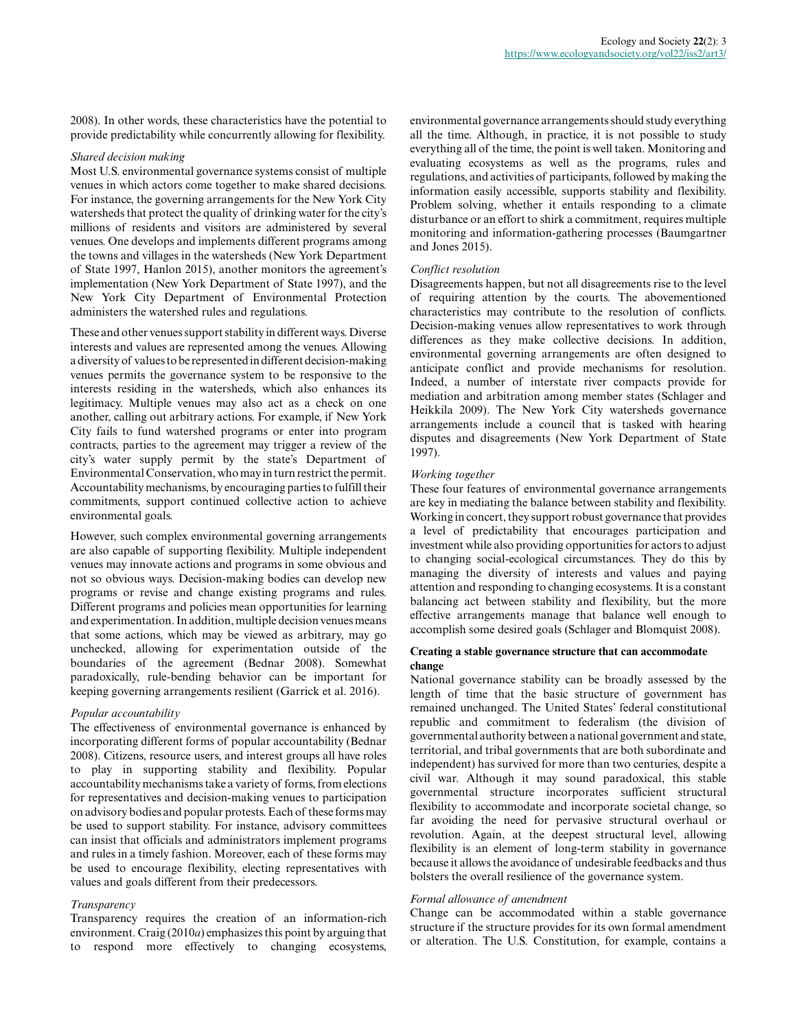2008). In other words, these characteristics have the potential to provide predictability while concurrently allowing for flexibility.

*Shared decision making*

Most U.S. environmental governance systems consist of multiple venues in which actors come together to make shared decisions. For instance, the governing arrangements for the New York City watersheds that protect the quality of drinking water for the city's millions of residents and visitors are administered by several venues. One develops and implements different programs among the towns and villages in the watersheds (New York Department of State 1997, Hanlon 2015), another monitors the agreement's implementation (New York Department of State 1997), and the New York City Department of Environmental Protection administers the watershed rules and regulations.

These and other venues support stability in different ways. Diverse interests and values are represented among the venues. Allowing a diversity of values to be represented in different decision-making venues permits the governance system to be responsive to the interests residing in the watersheds, which also enhances its legitimacy. Multiple venues may also act as a check on one another, calling out arbitrary actions. For example, if New York City fails to fund watershed programs or enter into program contracts, parties to the agreement may trigger a review of the city's water supply permit by the state's Department of Environmental Conservation, who may in turn restrict the permit. Accountability mechanisms, by encouraging parties to fulfill their commitments, support continued collective action to achieve environmental goals.

However, such complex environmental governing arrangements are also capable of supporting flexibility. Multiple independent venues may innovate actions and programs in some obvious and not so obvious ways. Decision-making bodies can develop new programs or revise and change existing programs and rules. Different programs and policies mean opportunities for learning and experimentation. In addition, multiple decision venues means that some actions, which may be viewed as arbitrary, may go unchecked, allowing for experimentation outside of the boundaries of the agreement (Bednar 2008). Somewhat paradoxically, rule-bending behavior can be important for keeping governing arrangements resilient (Garrick et al. 2016).

*Popular accountability*

The effectiveness of environmental governance is enhanced by incorporating different forms of popular accountability (Bednar 2008). Citizens, resource users, and interest groups all have roles to play in supporting stability and flexibility. Popular accountability mechanisms take a variety of forms, from elections for representatives and decision-making venues to participation on advisory bodies and popular protests. Each of these forms may be used to support stability. For instance, advisory committees can insist that officials and administrators implement programs and rules in a timely fashion. Moreover, each of these forms may be used to encourage flexibility, electing representatives with values and goals different from their predecessors.

*Transparency*

Transparency requires the creation of an information-rich environment. Craig (2010*a*) emphasizes this point by arguing that to respond more effectively to changing ecosystems, environmental governance arrangements should study everything all the time. Although, in practice, it is not possible to study everything all of the time, the point is well taken. Monitoring and evaluating ecosystems as well as the programs, rules and regulations, and activities of participants, followed by making the information easily accessible, supports stability and flexibility. Problem solving, whether it entails responding to a climate disturbance or an effort to shirk a commitment, requires multiple monitoring and information-gathering processes (Baumgartner and Jones 2015).

*Conflict resolution*

Disagreements happen, but not all disagreements rise to the level of requiring attention by the courts. The abovementioned characteristics may contribute to the resolution of conflicts. Decision-making venues allow representatives to work through differences as they make collective decisions. In addition, environmental governing arrangements are often designed to anticipate conflict and provide mechanisms for resolution. Indeed, a number of interstate river compacts provide for mediation and arbitration among member states (Schlager and Heikkila 2009). The New York City watersheds governance arrangements include a council that is tasked with hearing disputes and disagreements (New York Department of State 1997).

*Working together*

These four features of environmental governance arrangements are key in mediating the balance between stability and flexibility. Working in concert, they support robust governance that provides a level of predictability that encourages participation and investment while also providing opportunities for actors to adjust to changing social-ecological circumstances. They do this by managing the diversity of interests and values and paying attention and responding to changing ecosystems. It is a constant balancing act between stability and flexibility, but the more effective arrangements manage that balance well enough to accomplish some desired goals (Schlager and Blomquist 2008).

**Creating a stable governance structure that can accommodate change**

National governance stability can be broadly assessed by the length of time that the basic structure of government has remained unchanged. The United States' federal constitutional republic and commitment to federalism (the division of governmental authority between a national government and state, territorial, and tribal governments that are both subordinate and independent) has survived for more than two centuries, despite a civil war. Although it may sound paradoxical, this stable governmental structure incorporates sufficient structural flexibility to accommodate and incorporate societal change, so far avoiding the need for pervasive structural overhaul or revolution. Again, at the deepest structural level, allowing flexibility is an element of long-term stability in governance because it allows the avoidance of undesirable feedbacks and thus bolsters the overall resilience of the governance system.

*Formal allowance of amendment*

Change can be accommodated within a stable governance structure if the structure provides for its own formal amendment or alteration. The U.S. Constitution, for example, contains a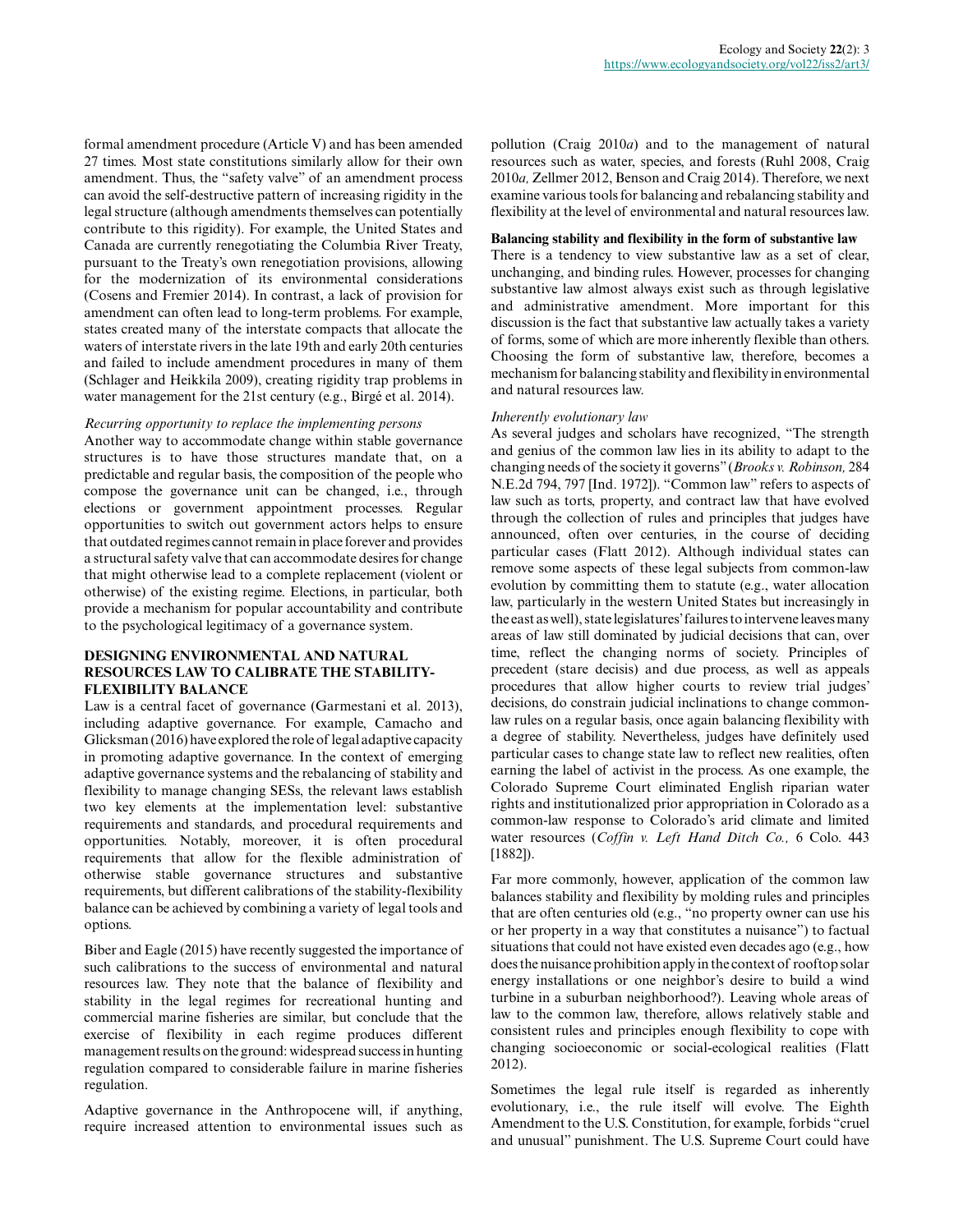formal amendment procedure (Article V) and has been amended 27 times. Most state constitutions similarly allow for their own amendment. Thus, the "safety valve" of an amendment process can avoid the self-destructive pattern of increasing rigidity in the legal structure (although amendments themselves can potentially contribute to this rigidity). For example, the United States and Canada are currently renegotiating the Columbia River Treaty, pursuant to the Treaty's own renegotiation provisions, allowing for the modernization of its environmental considerations (Cosens and Fremier 2014). In contrast, a lack of provision for amendment can often lead to long-term problems. For example, states created many of the interstate compacts that allocate the waters of interstate rivers in the late 19th and early 20th centuries and failed to include amendment procedures in many of them (Schlager and Heikkila 2009), creating rigidity trap problems in water management for the 21st century (e.g., Birgé et al. 2014).

*Recurring opportunity to replace the implementing persons*

Another way to accommodate change within stable governance structures is to have those structures mandate that, on a predictable and regular basis, the composition of the people who compose the governance unit can be changed, i.e., through elections or government appointment processes. Regular opportunities to switch out government actors helps to ensure that outdated regimes cannot remain in place forever and provides a structural safety valve that can accommodate desires for change that might otherwise lead to a complete replacement (violent or otherwise) of the existing regime. Elections, in particular, both provide a mechanism for popular accountability and contribute to the psychological legitimacy of a governance system.

## DESIGNING ENVIRONMENTAL AND NATURAL RESOURCES LAW TO CALIBRATE THE STABILITY-FLEXIBILITY BALANCE

Law is a central facet of governance (Garmestani et al. 2013), including adaptive governance. For example, Camacho and Glicksman (2016) have explored the role of legal adaptive capacity in promoting adaptive governance. In the context of emerging adaptive governance systems and the rebalancing of stability and flexibility to manage changing SESs, the relevant laws establish two key elements at the implementation level: substantive requirements and standards, and procedural requirements and opportunities. Notably, moreover, it is often procedural requirements that allow for the flexible administration of otherwise stable governance structures and substantive requirements, but different calibrations of the stability-flexibility balance can be achieved by combining a variety of legal tools and options.

Biber and Eagle (2015) have recently suggested the importance of such calibrations to the success of environmental and natural resources law. They note that the balance of flexibility and stability in the legal regimes for recreational hunting and commercial marine fisheries are similar, but conclude that the exercise of flexibility in each regime produces different management results on the ground: widespread success in hunting regulation compared to considerable failure in marine fisheries regulation.

Adaptive governance in the Anthropocene will, if anything, require increased attention to environmental issues such as pollution (Craig 2010*a*) and to the management of natural resources such as water, species, and forests (Ruhl 2008, Craig 2010*a,* Zellmer 2012, Benson and Craig 2014). Therefore, we next examine various tools for balancing and rebalancing stability and flexibility at the level of environmental and natural resources law.

### Balancing stability and flexibility in the form of substantive law

There is a tendency to view substantive law as a set of clear, unchanging, and binding rules. However, processes for changing substantive law almost always exist such as through legislative and administrative amendment. More important for this discussion is the fact that substantive law actually takes a variety of forms, some of which are more inherently flexible than others. Choosing the form of substantive law, therefore, becomes a mechanism for balancing stability and flexibility in environmental and natural resources law.

*Inherently evolutionary law*

As several judges and scholars have recognized, "The strength and genius of the common law lies in its ability to adapt to the changing needs of the society it governs" (*Brooks v. Robinson,* 284 N.E.2d 794, 797 [Ind. 1972]). "Common law" refers to aspects of law such as torts, property, and contract law that have evolved through the collection of rules and principles that judges have announced, often over centuries, in the course of deciding particular cases (Flatt 2012). Although individual states can remove some aspects of these legal subjects from common-law evolution by committing them to statute (e.g., water allocation law, particularly in the western United States but increasingly in the east as well), state legislatures' failures to intervene leaves many areas of law still dominated by judicial decisions that can, over time, reflect the changing norms of society. Principles of precedent (stare decisis) and due process, as well as appeals procedures that allow higher courts to review trial judges' decisions, do constrain judicial inclinations to change common-law rules on a regular basis, once again balancing flexibility with a degree of stability. Nevertheless, judges have definitely used particular cases to change state law to reflect new realities, often earning the label of activist in the process. As one example, the Colorado Supreme Court eliminated English riparian water rights and institutionalized prior appropriation in Colorado as a common-law response to Colorado's arid climate and limited water resources (*Coffin v. Left Hand Ditch Co.,* 6 Colo. 443 [1882]).

Far more commonly, however, application of the common law balances stability and flexibility by molding rules and principles that are often centuries old (e.g., "no property owner can use his or her property in a way that constitutes a nuisance") to factual situations that could not have existed even decades ago (e.g., how does the nuisance prohibition apply in the context of rooftop solar energy installations or one neighbor's desire to build a wind turbine in a suburban neighborhood?). Leaving whole areas of law to the common law, therefore, allows relatively stable and consistent rules and principles enough flexibility to cope with changing socioeconomic or social-ecological realities (Flatt 2012).

Sometimes the legal rule itself is regarded as inherently evolutionary, i.e., the rule itself will evolve. The Eighth Amendment to the U.S. Constitution, for example, forbids "cruel and unusual" punishment. The U.S. Supreme Court could have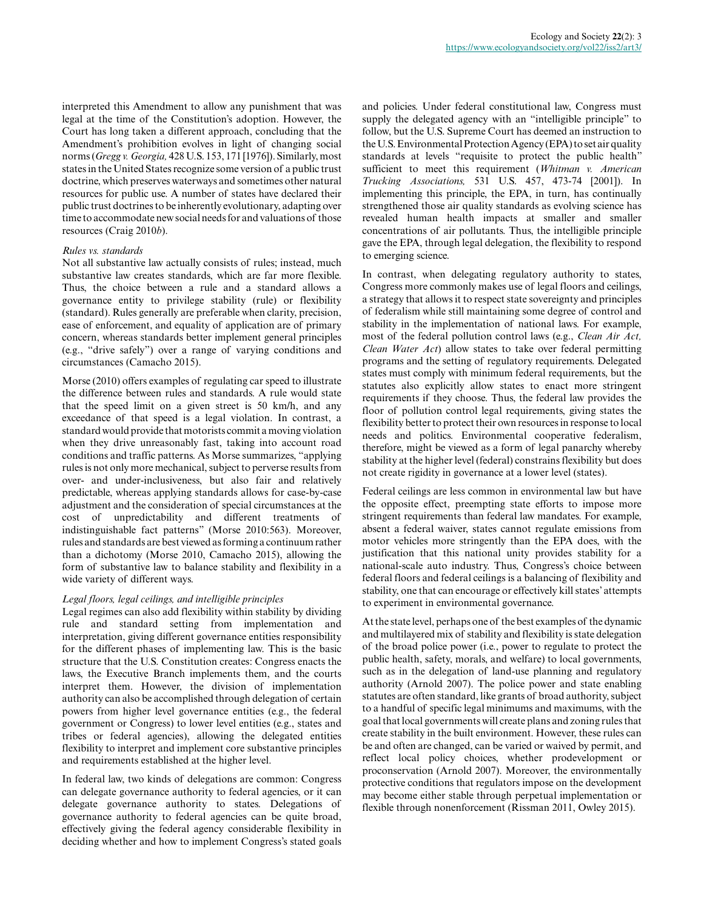interpreted this Amendment to allow any punishment that was legal at the time of the Constitution's adoption. However, the Court has long taken a different approach, concluding that the Amendment's prohibition evolves in light of changing social norms (*Gregg v. Georgia,* 428 U.S. 153, 171 [1976]). Similarly, most states in the United States recognize some version of a public trust doctrine, which preserves waterways and sometimes other natural resources for public use. A number of states have declared their public trust doctrines to be inherently evolutionary, adapting over time to accommodate new social needs for and valuations of those resources (Craig 2010*b*).

*Rules vs. standards*

Not all substantive law actually consists of rules; instead, much substantive law creates standards, which are far more flexible. Thus, the choice between a rule and a standard allows a governance entity to privilege stability (rule) or flexibility (standard). Rules generally are preferable when clarity, precision, ease of enforcement, and equality of application are of primary concern, whereas standards better implement general principles (e.g., "drive safely") over a range of varying conditions and circumstances (Camacho 2015).

Morse (2010) offers examples of regulating car speed to illustrate the difference between rules and standards. A rule would state that the speed limit on a given street is 50 km/h, and any exceedance of that speed is a legal violation. In contrast, a standard would provide that motorists commit a moving violation when they drive unreasonably fast, taking into account road conditions and traffic patterns. As Morse summarizes, "applying rules is not only more mechanical, subject to perverse results from over- and under-inclusiveness, but also fair and relatively predictable, whereas applying standards allows for case-by-case adjustment and the consideration of special circumstances at the cost of unpredictability and different treatments of indistinguishable fact patterns" (Morse 2010:563). Moreover, rules and standards are best viewed as forming a continuum rather than a dichotomy (Morse 2010, Camacho 2015), allowing the form of substantive law to balance stability and flexibility in a wide variety of different ways.

*Legal floors, legal ceilings, and intelligible principles*

Legal regimes can also add flexibility within stability by dividing rule and standard setting from implementation and interpretation, giving different governance entities responsibility for the different phases of implementing law. This is the basic structure that the U.S. Constitution creates: Congress enacts the laws, the Executive Branch implements them, and the courts interpret them. However, the division of implementation authority can also be accomplished through delegation of certain powers from higher level governance entities (e.g., the federal government or Congress) to lower level entities (e.g., states and tribes or federal agencies), allowing the delegated entities flexibility to interpret and implement core substantive principles and requirements established at the higher level.

In federal law, two kinds of delegations are common: Congress can delegate governance authority to federal agencies, or it can delegate governance authority to states. Delegations of governance authority to federal agencies can be quite broad, effectively giving the federal agency considerable flexibility in deciding whether and how to implement Congress's stated goals and policies. Under federal constitutional law, Congress must supply the delegated agency with an "intelligible principle" to follow, but the U.S. Supreme Court has deemed an instruction to the U.S. Environmental Protection Agency (EPA) to set air quality standards at levels "requisite to protect the public health" sufficient to meet this requirement (*Whitman v. American Trucking Associations,* 531 U.S. 457, 473-74 [2001]). In implementing this principle, the EPA, in turn, has continually strengthened those air quality standards as evolving science has revealed human health impacts at smaller and smaller concentrations of air pollutants. Thus, the intelligible principle gave the EPA, through legal delegation, the flexibility to respond to emerging science.

In contrast, when delegating regulatory authority to states, Congress more commonly makes use of legal floors and ceilings, a strategy that allows it to respect state sovereignty and principles of federalism while still maintaining some degree of control and stability in the implementation of national laws. For example, most of the federal pollution control laws (e.g., *Clean Air Act, Clean Water Act*) allow states to take over federal permitting programs and the setting of regulatory requirements. Delegated states must comply with minimum federal requirements, but the statutes also explicitly allow states to enact more stringent requirements if they choose. Thus, the federal law provides the floor of pollution control legal requirements, giving states the flexibility better to protect their own resources in response to local needs and politics. Environmental cooperative federalism, therefore, might be viewed as a form of legal panarchy whereby stability at the higher level (federal) constrains flexibility but does not create rigidity in governance at a lower level (states).

Federal ceilings are less common in environmental law but have the opposite effect, preempting state efforts to impose more stringent requirements than federal law mandates. For example, absent a federal waiver, states cannot regulate emissions from motor vehicles more stringently than the EPA does, with the justification that this national unity provides stability for a national-scale auto industry. Thus, Congress's choice between federal floors and federal ceilings is a balancing of flexibility and stability, one that can encourage or effectively kill states' attempts to experiment in environmental governance.

At the state level, perhaps one of the best examples of the dynamic and multilayered mix of stability and flexibility is state delegation of the broad police power (i.e., power to regulate to protect the public health, safety, morals, and welfare) to local governments, such as in the delegation of land-use planning and regulatory authority (Arnold 2007). The police power and state enabling statutes are often standard, like grants of broad authority, subject to a handful of specific legal minimums and maximums, with the goal that local governments will create plans and zoning rules that create stability in the built environment. However, these rules can be and often are changed, can be varied or waived by permit, and reflect local policy choices, whether prodevelopment or proconservation (Arnold 2007). Moreover, the environmentally protective conditions that regulators impose on the development may become either stable through perpetual implementation or flexible through nonenforcement (Rissman 2011, Owley 2015).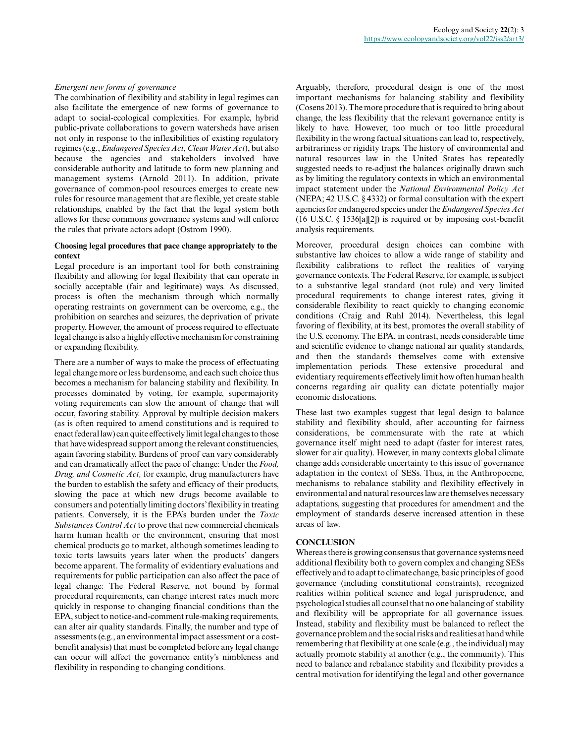*Emergent new forms of governance*

The combination of flexibility and stability in legal regimes can also facilitate the emergence of new forms of governance to adapt to social-ecological complexities. For example, hybrid public-private collaborations to govern watersheds have arisen not only in response to the inflexibilities of existing regulatory regimes (e.g., *Endangered Species Act, Clean Water Act*), but also because the agencies and stakeholders involved have considerable authority and latitude to form new planning and management systems (Arnold 2011). In addition, private governance of common-pool resources emerges to create new rules for resource management that are flexible, yet create stable relationships, enabled by the fact that the legal system both allows for these commons governance systems and will enforce the rules that private actors adopt (Ostrom 1990).

### Choosing legal procedures that pace change appropriately to the context

Legal procedure is an important tool for both constraining flexibility and allowing for legal flexibility that can operate in socially acceptable (fair and legitimate) ways. As discussed, process is often the mechanism through which normally operating restraints on government can be overcome, e.g., the prohibition on searches and seizures, the deprivation of private property. However, the amount of process required to effectuate legal change is also a highly effective mechanism for constraining or expanding flexibility.

There are a number of ways to make the process of effectuating legal change more or less burdensome, and each such choice thus becomes a mechanism for balancing stability and flexibility. In processes dominated by voting, for example, supermajority voting requirements can slow the amount of change that will occur, favoring stability. Approval by multiple decision makers (as is often required to amend constitutions and is required to enact federal law) can quite effectively limit legal changes to those that have widespread support among the relevant constituencies, again favoring stability. Burdens of proof can vary considerably and can dramatically affect the pace of change: Under the *Food, Drug, and Cosmetic Act,* for example, drug manufacturers have the burden to establish the safety and efficacy of their products, slowing the pace at which new drugs become available to consumers and potentially limiting doctors' flexibility in treating patients. Conversely, it is the EPA's burden under the *Toxic Substances Control Act* to prove that new commercial chemicals harm human health or the environment, ensuring that most chemical products go to market, although sometimes leading to toxic torts lawsuits years later when the products' dangers become apparent. The formality of evidentiary evaluations and requirements for public participation can also affect the pace of legal change: The Federal Reserve, not bound by formal procedural requirements, can change interest rates much more quickly in response to changing financial conditions than the EPA, subject to notice-and-comment rule-making requirements, can alter air quality standards. Finally, the number and type of assessments (e.g., an environmental impact assessment or a cost-benefit analysis) that must be completed before any legal change can occur will affect the governance entity's nimbleness and flexibility in responding to changing conditions.

Arguably, therefore, procedural design is one of the most important mechanisms for balancing stability and flexibility (Cosens 2013). The more procedure that is required to bring about change, the less flexibility that the relevant governance entity is likely to have. However, too much or too little procedural flexibility in the wrong factual situations can lead to, respectively, arbitrariness or rigidity traps. The history of environmental and natural resources law in the United States has repeatedly suggested needs to re-adjust the balances originally drawn such as by limiting the regulatory contexts in which an environmental impact statement under the *National Environmental Policy Act* (NEPA; 42 U.S.C. § 4332) or formal consultation with the expert agencies for endangered species under the *Endangered Species Act* (16 U.S.C. § 1536[a][2]) is required or by imposing cost-benefit analysis requirements.

Moreover, procedural design choices can combine with substantive law choices to allow a wide range of stability and flexibility calibrations to reflect the realities of varying governance contexts. The Federal Reserve, for example, is subject to a substantive legal standard (not rule) and very limited procedural requirements to change interest rates, giving it considerable flexibility to react quickly to changing economic conditions (Craig and Ruhl 2014). Nevertheless, this legal favoring of flexibility, at its best, promotes the overall stability of the U.S. economy. The EPA, in contrast, needs considerable time and scientific evidence to change national air quality standards, and then the standards themselves come with extensive implementation periods. These extensive procedural and evidentiary requirements effectively limit how often human health concerns regarding air quality can dictate potentially major economic dislocations.

These last two examples suggest that legal design to balance stability and flexibility should, after accounting for fairness considerations, be commensurate with the rate at which governance itself might need to adapt (faster for interest rates, slower for air quality). However, in many contexts global climate change adds considerable uncertainty to this issue of governance adaptation in the context of SESs. Thus, in the Anthropocene, mechanisms to rebalance stability and flexibility effectively in environmental and natural resources law are themselves necessary adaptations, suggesting that procedures for amendment and the employment of standards deserve increased attention in these areas of law.

## CONCLUSION

Whereas there is growing consensus that governance systems need additional flexibility both to govern complex and changing SESs effectively and to adapt to climate change, basic principles of good governance (including constitutional constraints), recognized realities within political science and legal jurisprudence, and psychological studies all counsel that no one balancing of stability and flexibility will be appropriate for all governance issues. Instead, stability and flexibility must be balanced to reflect the governance problem and the social risks and realities at hand while remembering that flexibility at one scale (e.g., the individual) may actually promote stability at another (e.g., the community). This need to balance and rebalance stability and flexibility provides a central motivation for identifying the legal and other governance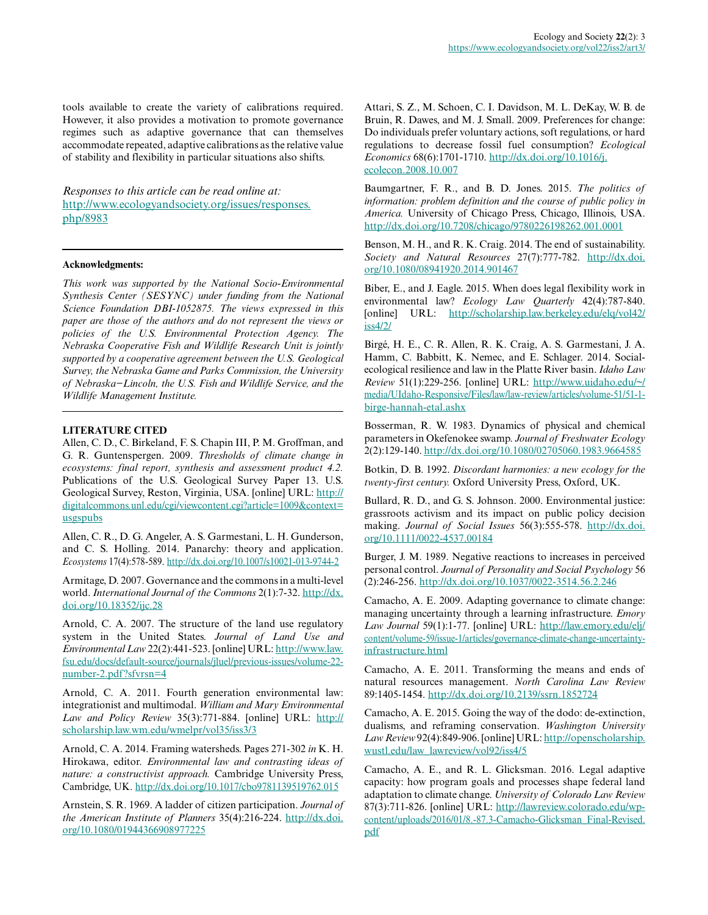tools available to create the variety of calibrations required. However, it also provides a motivation to promote governance regimes such as adaptive governance that can themselves accommodate repeated, adaptive calibrations as the relative value of stability and flexibility in particular situations also shifts.

*Responses to this article can be read online at:*
http://www.ecologyandsociety.org/issues/responses.php/8983

---

**Acknowledgments:**

*This work was supported by the National Socio-Environmental Synthesis Center (SESYNC) under funding from the National Science Foundation DBI-1052875. The views expressed in this paper are those of the authors and do not represent the views or policies of the U.S. Environmental Protection Agency. The Nebraska Cooperative Fish and Wildlife Research Unit is jointly supported by a cooperative agreement between the U.S. Geological Survey, the Nebraska Game and Parks Commission, the University of Nebraska−Lincoln, the U.S. Fish and Wildlife Service, and the Wildlife Management Institute.*

---

**LITERATURE CITED**

Allen, C. D., C. Birkeland, F. S. Chapin III, P. M. Groffman, and G. R. Guntenspergen. 2009. *Thresholds of climate change in ecosystems: final report, synthesis and assessment product 4.2.* Publications of the U.S. Geological Survey Paper 13. U.S. Geological Survey, Reston, Virginia, USA. [online] URL: http://digitalcommons.unl.edu/cgi/viewcontent.cgi?article=1009&context=usgspubs

Allen, C. R., D. G. Angeler, A. S. Garmestani, L. H. Gunderson, and C. S. Holling. 2014. Panarchy: theory and application. *Ecosystems* 17(4):578-589. http://dx.doi.org/10.1007/s10021-013-9744-2

Armitage, D. 2007. Governance and the commons in a multi-level world. *International Journal of the Commons* 2(1):7-32. http://dx.doi.org/10.18352/ijc.28

Arnold, C. A. 2007. The structure of the land use regulatory system in the United States. *Journal of Land Use and Environmental Law* 22(2):441-523. [online] URL: http://www.law.fsu.edu/docs/default-source/journals/jluel/previous-issues/volume-22-number-2.pdf?sfvrsn=4

Arnold, C. A. 2011. Fourth generation environmental law: integrationist and multimodal. *William and Mary Environmental Law and Policy Review* 35(3):771-884. [online] URL: http://scholarship.law.wm.edu/wmelpr/vol35/iss3/3

Arnold, C. A. 2014. Framing watersheds. Pages 271-302 *in* K. H. Hirokawa, editor. *Environmental law and contrasting ideas of nature: a constructivist approach.* Cambridge University Press, Cambridge, UK. http://dx.doi.org/10.1017/cbo9781139519762.015

Arnstein, S. R. 1969. A ladder of citizen participation. *Journal of the American Institute of Planners* 35(4):216-224. http://dx.doi.org/10.1080/01944366908977225

Attari, S. Z., M. Schoen, C. I. Davidson, M. L. DeKay, W. B. de Bruin, R. Dawes, and M. J. Small. 2009. Preferences for change: Do individuals prefer voluntary actions, soft regulations, or hard regulations to decrease fossil fuel consumption? *Ecological Economics* 68(6):1701-1710. http://dx.doi.org/10.1016/j.ecolecon.2008.10.007

Baumgartner, F. R., and B. D. Jones. 2015. *The politics of information: problem definition and the course of public policy in America.* University of Chicago Press, Chicago, Illinois, USA. http://dx.doi.org/10.7208/chicago/9780226198262.001.0001

Benson, M. H., and R. K. Craig. 2014. The end of sustainability. *Society and Natural Resources* 27(7):777-782. http://dx.doi.org/10.1080/08941920.2014.901467

Biber, E., and J. Eagle. 2015. When does legal flexibility work in environmental law? *Ecology Law Quarterly* 42(4):787-840. [online] URL: http://scholarship.law.berkeley.edu/elq/vol42/iss4/2/

Birgé, H. E., C. R. Allen, R. K. Craig, A. S. Garmestani, J. A. Hamm, C. Babbitt, K. Nemec, and E. Schlager. 2014. Social-ecological resilience and law in the Platte River basin. *Idaho Law Review* 51(1):229-256. [online] URL: http://www.uidaho.edu/~/media/UIdaho-Responsive/Files/law/law-review/articles/volume-51/51-1-birge-hannah-etal.ashx

Bosserman, R. W. 1983. Dynamics of physical and chemical parameters in Okefenokee swamp. *Journal of Freshwater Ecology* 2(2):129-140. http://dx.doi.org/10.1080/02705060.1983.9664585

Botkin, D. B. 1992. *Discordant harmonies: a new ecology for the twenty-first century.* Oxford University Press, Oxford, UK.

Bullard, R. D., and G. S. Johnson. 2000. Environmental justice: grassroots activism and its impact on public policy decision making. *Journal of Social Issues* 56(3):555-578. http://dx.doi.org/10.1111/0022-4537.00184

Burger, J. M. 1989. Negative reactions to increases in perceived personal control. *Journal of Personality and Social Psychology* 56 (2):246-256. http://dx.doi.org/10.1037/0022-3514.56.2.246

Camacho, A. E. 2009. Adapting governance to climate change: managing uncertainty through a learning infrastructure. *Emory Law Journal* 59(1):1-77. [online] URL: http://law.emory.edu/elj/content/volume-59/issue-1/articles/governance-climate-change-uncertainty-infrastructure.html

Camacho, A. E. 2011. Transforming the means and ends of natural resources management. *North Carolina Law Review* 89:1405-1454. http://dx.doi.org/10.2139/ssrn.1852724

Camacho, A. E. 2015. Going the way of the dodo: de-extinction, dualisms, and reframing conservation. *Washington University Law Review* 92(4):849-906. [online] URL: http://openscholarship.wustl.edu/law_lawreview/vol92/iss4/5

Camacho, A. E., and R. L. Glicksman. 2016. Legal adaptive capacity: how program goals and processes shape federal land adaptation to climate change. *University of Colorado Law Review* 87(3):711-826. [online] URL: http://lawreview.colorado.edu/wp-content/uploads/2016/01/8.-87.3-Camacho-Glicksman_Final-Revised.pdf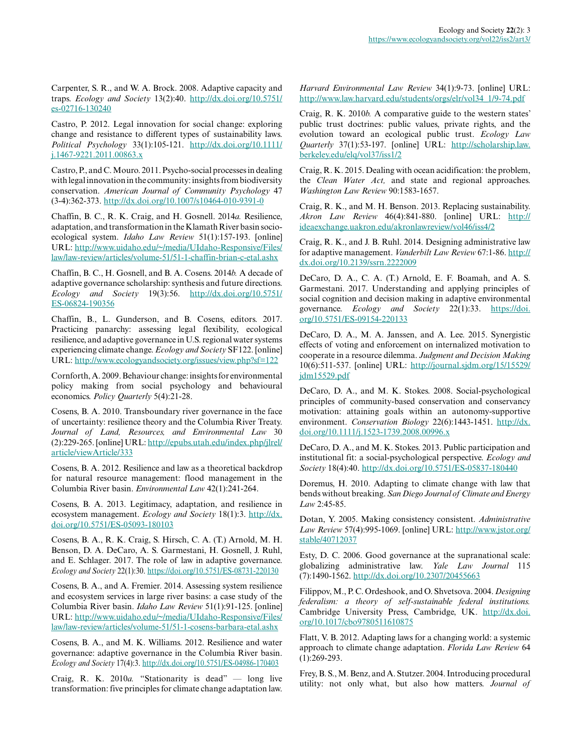Carpenter, S. R., and W. A. Brock. 2008. Adaptive capacity and traps. *Ecology and Society* 13(2):40. http://dx.doi.org/10.5751/es-02716-130240

Castro, P. 2012. Legal innovation for social change: exploring change and resistance to different types of sustainability laws. *Political Psychology* 33(1):105-121. http://dx.doi.org/10.1111/j.1467-9221.2011.00863.x

Castro, P., and C. Mouro. 2011. Psycho-social processes in dealing with legal innovation in the community: insights from biodiversity conservation. *American Journal of Community Psychology* 47 (3-4):362-373. http://dx.doi.org/10.1007/s10464-010-9391-0

Chaffin, B. C., R. K. Craig, and H. Gosnell. 2014*a*. Resilience, adaptation, and transformation in the Klamath River basin social-ecological system. *Idaho Law Review* 51(1):157-193. [online] URL: http://www.uidaho.edu/~/media/UIdaho-Responsive/Files/law/law-review/articles/volume-51/51-1-chaffin-brian-c-etal.ashx

Chaffin, B. C., H. Gosnell, and B. A. Cosens. 2014*b*. A decade of adaptive governance scholarship: synthesis and future directions. *Ecology and Society* 19(3):56. http://dx.doi.org/10.5751/ES-06824-190356

Chaffin, B., L. Gunderson, and B. Cosens, editors. 2017. Practicing panarchy: assessing legal flexibility, ecological resilience, and adaptive governance in U.S. regional water systems experiencing climate change. *Ecology and Society* SF122. [online] URL: http://www.ecologyandsociety.org/issues/view.php?sf=122

Cornforth, A. 2009. Behaviour change: insights for environmental policy making from social psychology and behavioural economics. *Policy Quarterly* 5(4):21-28.

Cosens, B. A. 2010. Transboundary river governance in the face of uncertainty: resilience theory and the Columbia River Treaty. *Journal of Land, Resources, and Environmental Law* 30 (2):229-265. [online] URL: http://epubs.utah.edu/index.php/jlrel/article/viewArticle/333

Cosens, B. A. 2012. Resilience and law as a theoretical backdrop for natural resource management: flood management in the Columbia River basin. *Environmental Law* 42(1):241-264.

Cosens, B. A. 2013. Legitimacy, adaptation, and resilience in ecosystem management. *Ecology and Society* 18(1):3. http://dx.doi.org/10.5751/ES-05093-180103

Cosens, B. A., R. K. Craig, S. Hirsch, C. A. (T.) Arnold, M. H. Benson, D. A. DeCaro, A. S. Garmestani, H. Gosnell, J. Ruhl, and E. Schlager. 2017. The role of law in adaptive governance. *Ecology and Society* 22(1):30. https://doi.org/10.5751/ES-08731-220130

Cosens, B. A., and A. Fremier. 2014. Assessing system resilience and ecosystem services in large river basins: a case study of the Columbia River basin. *Idaho Law Review* 51(1):91-125. [online] URL: http://www.uidaho.edu/~/media/UIdaho-Responsive/Files/law/law-review/articles/volume-51/51-1-cosens-barbara-etal.ashx

Cosens, B. A., and M. K. Williams. 2012. Resilience and water governance: adaptive governance in the Columbia River basin. *Ecology and Society* 17(4):3. http://dx.doi.org/10.5751/ES-04986-170403

Craig, R. K. 2010*a*. "Stationarity is dead" — long live transformation: five principles for climate change adaptation law. *Harvard Environmental Law Review* 34(1):9-73. [online] URL: http://www.law.harvard.edu/students/orgs/elr/vol34_1/9-74.pdf

Craig, R. K. 2010*b*. A comparative guide to the western states' public trust doctrines: public values, private rights, and the evolution toward an ecological public trust. *Ecology Law Quarterly* 37(1):53-197. [online] URL: http://scholarship.law.berkeley.edu/elq/vol37/iss1/2

Craig, R. K. 2015. Dealing with ocean acidification: the problem, the *Clean Water Act,* and state and regional approaches. *Washington Law Review* 90:1583-1657.

Craig, R. K., and M. H. Benson. 2013. Replacing sustainability. *Akron Law Review* 46(4):841-880. [online] URL: http://ideaexchange.uakron.edu/akronlawreview/vol46/iss4/2

Craig, R. K., and J. B. Ruhl. 2014. Designing administrative law for adaptive management. *Vanderbilt Law Review* 67:1-86. http://dx.doi.org/10.2139/ssrn.2222009

DeCaro, D. A., C. A. (T.) Arnold, E. F. Boamah, and A. S. Garmestani. 2017. Understanding and applying principles of social cognition and decision making in adaptive environmental governance. *Ecology and Society* 22(1):33. https://doi.org/10.5751/ES-09154-220133

DeCaro, D. A., M. A. Janssen, and A. Lee. 2015. Synergistic effects of voting and enforcement on internalized motivation to cooperate in a resource dilemma. *Judgment and Decision Making* 10(6):511-537. [online] URL: http://journal.sjdm.org/15/15529/jdm15529.pdf

DeCaro, D. A., and M. K. Stokes. 2008. Social-psychological principles of community-based conservation and conservancy motivation: attaining goals within an autonomy-supportive environment. *Conservation Biology* 22(6):1443-1451. http://dx.doi.org/10.1111/j.1523-1739.2008.00996.x

DeCaro, D. A., and M. K. Stokes. 2013. Public participation and institutional fit: a social-psychological perspective. *Ecology and Society* 18(4):40. http://dx.doi.org/10.5751/ES-05837-180440

Doremus, H. 2010. Adapting to climate change with law that bends without breaking. *San Diego Journal of Climate and Energy Law* 2:45-85.

Dotan, Y. 2005. Making consistency consistent. *Administrative Law Review* 57(4):995-1069. [online] URL: http://www.jstor.org/stable/40712037

Esty, D. C. 2006. Good governance at the supranational scale: globalizing administrative law. *Yale Law Journal* 115 (7):1490-1562. http://dx.doi.org/10.2307/20455663

Filippov, M., P. C. Ordeshook, and O. Shvetsova. 2004. *Designing federalism: a theory of self-sustainable federal institutions.* Cambridge University Press, Cambridge, UK. http://dx.doi.org/10.1017/cbo9780511610875

Flatt, V. B. 2012. Adapting laws for a changing world: a systemic approach to climate change adaptation. *Florida Law Review* 64 (1):269-293.

Frey, B. S., M. Benz, and A. Stutzer. 2004. Introducing procedural utility: not only what, but also how matters. *Journal of*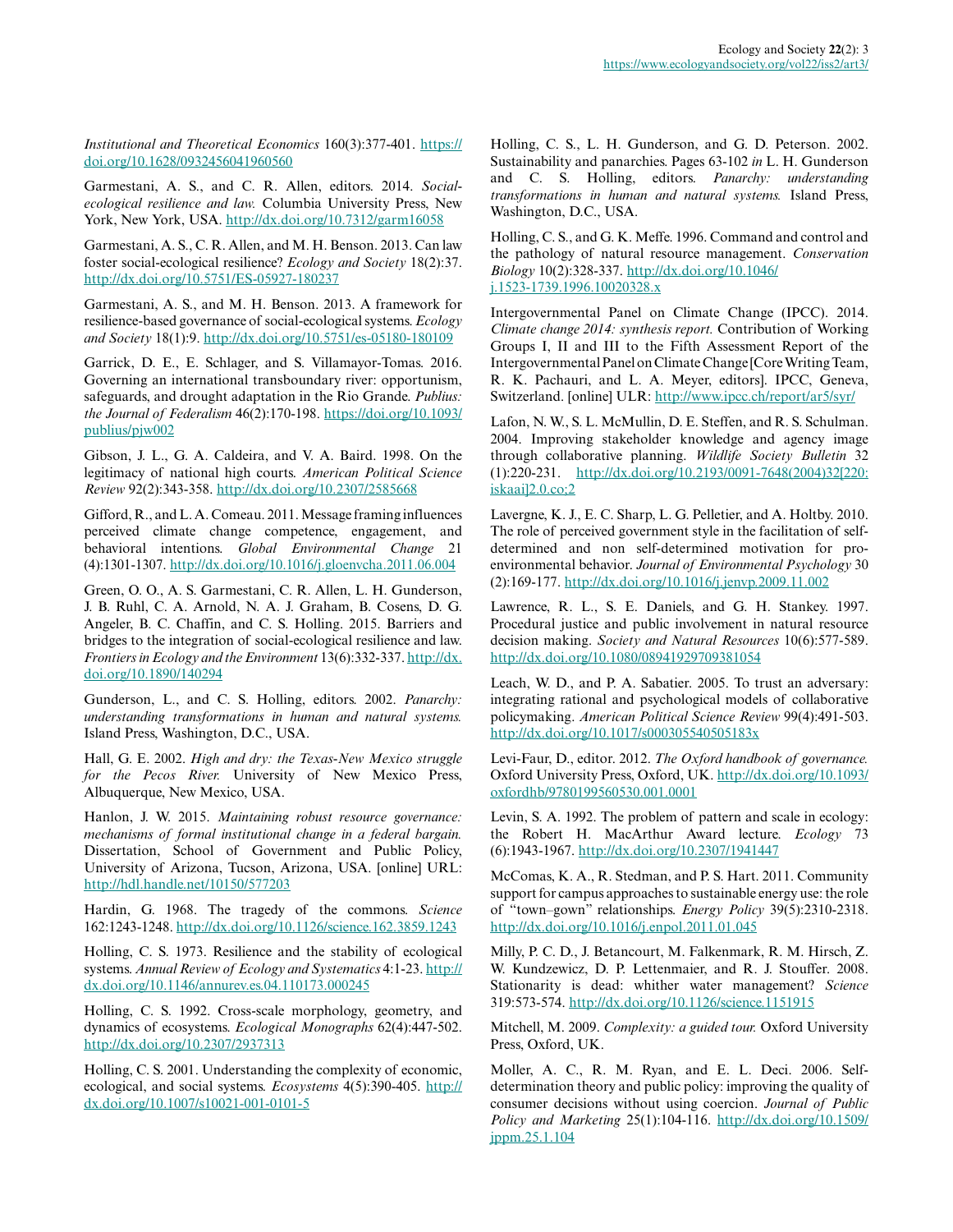*Institutional and Theoretical Economics* 160(3):377-401. https://doi.org/10.1628/0932456041960560

Garmestani, A. S., and C. R. Allen, editors. 2014. *Social-ecological resilience and law.* Columbia University Press, New York, New York, USA. http://dx.doi.org/10.7312/garm16058

Garmestani, A. S., C. R. Allen, and M. H. Benson. 2013. Can law foster social-ecological resilience? *Ecology and Society* 18(2):37. http://dx.doi.org/10.5751/ES-05927-180237

Garmestani, A. S., and M. H. Benson. 2013. A framework for resilience-based governance of social-ecological systems. *Ecology and Society* 18(1):9. http://dx.doi.org/10.5751/es-05180-180109

Garrick, D. E., E. Schlager, and S. Villamayor-Tomas. 2016. Governing an international transboundary river: opportunism, safeguards, and drought adaptation in the Rio Grande. *Publius: the Journal of Federalism* 46(2):170-198. https://doi.org/10.1093/publius/pjw002

Gibson, J. L., G. A. Caldeira, and V. A. Baird. 1998. On the legitimacy of national high courts. *American Political Science Review* 92(2):343-358. http://dx.doi.org/10.2307/2585668

Gifford, R., and L. A. Comeau. 2011. Message framing influences perceived climate change competence, engagement, and behavioral intentions. *Global Environmental Change* 21 (4):1301-1307. http://dx.doi.org/10.1016/j.gloenvcha.2011.06.004

Green, O. O., A. S. Garmestani, C. R. Allen, L. H. Gunderson, J. B. Ruhl, C. A. Arnold, N. A. J. Graham, B. Cosens, D. G. Angeler, B. C. Chaffin, and C. S. Holling. 2015. Barriers and bridges to the integration of social-ecological resilience and law. *Frontiers in Ecology and the Environment* 13(6):332-337. http://dx.doi.org/10.1890/140294

Gunderson, L., and C. S. Holling, editors. 2002. *Panarchy: understanding transformations in human and natural systems.* Island Press, Washington, D.C., USA.

Hall, G. E. 2002. *High and dry: the Texas-New Mexico struggle for the Pecos River.* University of New Mexico Press, Albuquerque, New Mexico, USA.

Hanlon, J. W. 2015. *Maintaining robust resource governance: mechanisms of formal institutional change in a federal bargain.* Dissertation, School of Government and Public Policy, University of Arizona, Tucson, Arizona, USA. [online] URL: http://hdl.handle.net/10150/577203

Hardin, G. 1968. The tragedy of the commons. *Science* 162:1243-1248. http://dx.doi.org/10.1126/science.162.3859.1243

Holling, C. S. 1973. Resilience and the stability of ecological systems. *Annual Review of Ecology and Systematics* 4:1-23. http://dx.doi.org/10.1146/annurev.es.04.110173.000245

Holling, C. S. 1992. Cross-scale morphology, geometry, and dynamics of ecosystems. *Ecological Monographs* 62(4):447-502. http://dx.doi.org/10.2307/2937313

Holling, C. S. 2001. Understanding the complexity of economic, ecological, and social systems. *Ecosystems* 4(5):390-405. http://dx.doi.org/10.1007/s10021-001-0101-5

Holling, C. S., L. H. Gunderson, and G. D. Peterson. 2002. Sustainability and panarchies. Pages 63-102 *in* L. H. Gunderson and C. S. Holling, editors. *Panarchy: understanding transformations in human and natural systems.* Island Press, Washington, D.C., USA.

Holling, C. S., and G. K. Meffe. 1996. Command and control and the pathology of natural resource management. *Conservation Biology* 10(2):328-337. http://dx.doi.org/10.1046/j.1523-1739.1996.10020328.x

Intergovernmental Panel on Climate Change (IPCC). 2014. *Climate change 2014: synthesis report.* Contribution of Working Groups I, II and III to the Fifth Assessment Report of the Intergovernmental Panel on Climate Change [Core Writing Team, R. K. Pachauri, and L. A. Meyer, editors]. IPCC, Geneva, Switzerland. [online] ULR: http://www.ipcc.ch/report/ar5/syr/

Lafon, N. W., S. L. McMullin, D. E. Steffen, and R. S. Schulman. 2004. Improving stakeholder knowledge and agency image through collaborative planning. *Wildlife Society Bulletin* 32 (1):220-231. http://dx.doi.org/10.2193/0091-7648(2004)32[220:iskaai]2.0.co;2

Lavergne, K. J., E. C. Sharp, L. G. Pelletier, and A. Holtby. 2010. The role of perceived government style in the facilitation of self-determined and non self-determined motivation for pro-environmental behavior. *Journal of Environmental Psychology* 30 (2):169-177. http://dx.doi.org/10.1016/j.jenvp.2009.11.002

Lawrence, R. L., S. E. Daniels, and G. H. Stankey. 1997. Procedural justice and public involvement in natural resource decision making. *Society and Natural Resources* 10(6):577-589. http://dx.doi.org/10.1080/08941929709381054

Leach, W. D., and P. A. Sabatier. 2005. To trust an adversary: integrating rational and psychological models of collaborative policymaking. *American Political Science Review* 99(4):491-503. http://dx.doi.org/10.1017/s000305540505183x

Levi-Faur, D., editor. 2012. *The Oxford handbook of governance.* Oxford University Press, Oxford, UK. http://dx.doi.org/10.1093/oxfordhb/9780199560530.001.0001

Levin, S. A. 1992. The problem of pattern and scale in ecology: the Robert H. MacArthur Award lecture. *Ecology* 73 (6):1943-1967. http://dx.doi.org/10.2307/1941447

McComas, K. A., R. Stedman, and P. S. Hart. 2011. Community support for campus approaches to sustainable energy use: the role of "town–gown" relationships. *Energy Policy* 39(5):2310-2318. http://dx.doi.org/10.1016/j.enpol.2011.01.045

Milly, P. C. D., J. Betancourt, M. Falkenmark, R. M. Hirsch, Z. W. Kundzewicz, D. P. Lettenmaier, and R. J. Stouffer. 2008. Stationarity is dead: whither water management? *Science* 319:573-574. http://dx.doi.org/10.1126/science.1151915

Mitchell, M. 2009. *Complexity: a guided tour.* Oxford University Press, Oxford, UK.

Moller, A. C., R. M. Ryan, and E. L. Deci. 2006. Self-determination theory and public policy: improving the quality of consumer decisions without using coercion. *Journal of Public Policy and Marketing* 25(1):104-116. http://dx.doi.org/10.1509/jppm.25.1.104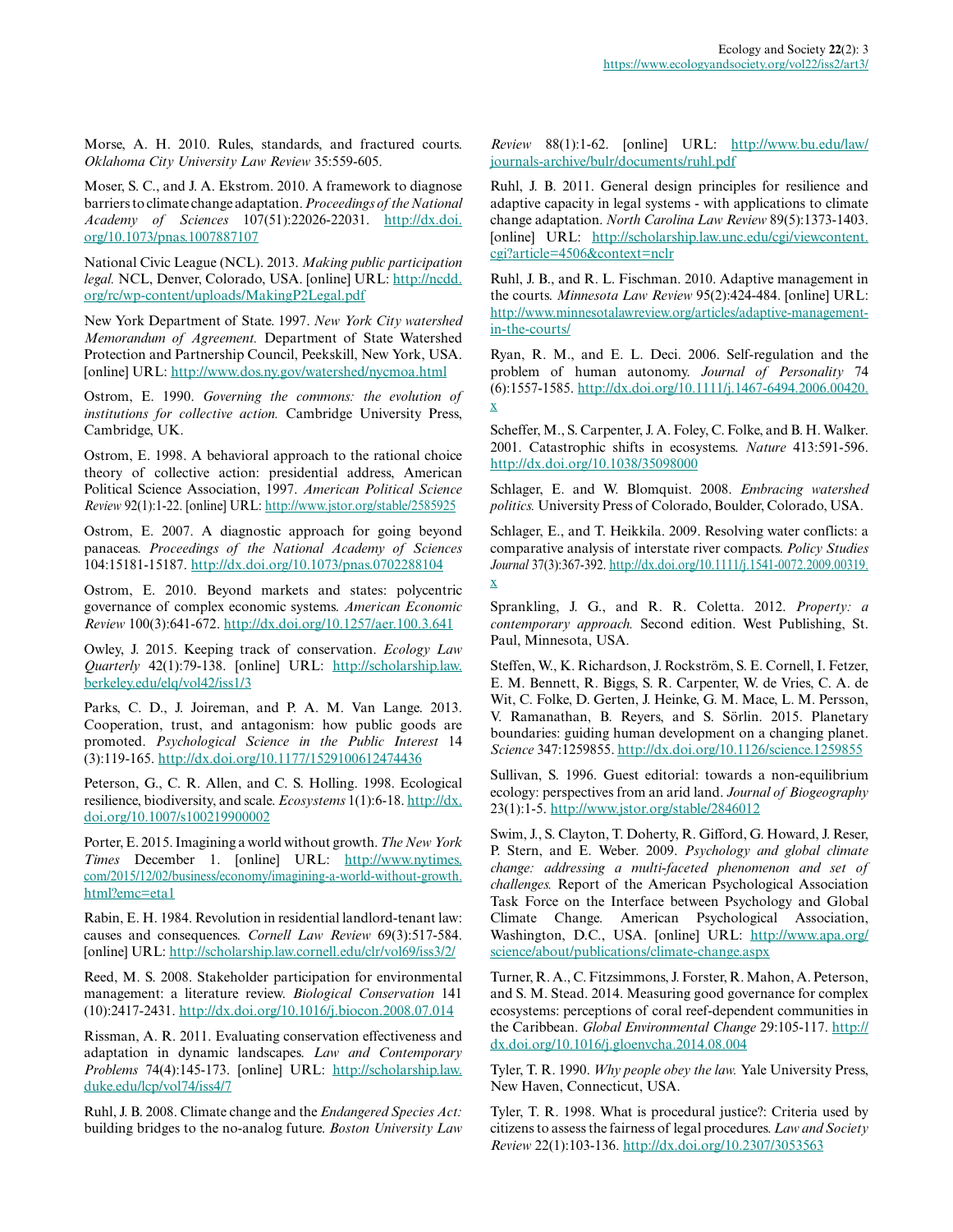Morse, A. H. 2010. Rules, standards, and fractured courts. *Oklahoma City University Law Review* 35:559-605.

Moser, S. C., and J. A. Ekstrom. 2010. A framework to diagnose barriers to climate change adaptation. *Proceedings of the National Academy of Sciences* 107(51):22026-22031. http://dx.doi.org/10.1073/pnas.1007887107

National Civic League (NCL). 2013. *Making public participation legal.* NCL, Denver, Colorado, USA. [online] URL: http://ncdd.org/rc/wp-content/uploads/MakingP2Legal.pdf

New York Department of State. 1997. *New York City watershed Memorandum of Agreement.* Department of State Watershed Protection and Partnership Council, Peekskill, New York, USA. [online] URL: http://www.dos.ny.gov/watershed/nycmoa.html

Ostrom, E. 1990. *Governing the commons: the evolution of institutions for collective action.* Cambridge University Press, Cambridge, UK.

Ostrom, E. 1998. A behavioral approach to the rational choice theory of collective action: presidential address, American Political Science Association, 1997. *American Political Science Review* 92(1):1-22. [online] URL: http://www.jstor.org/stable/2585925

Ostrom, E. 2007. A diagnostic approach for going beyond panaceas. *Proceedings of the National Academy of Sciences* 104:15181-15187. http://dx.doi.org/10.1073/pnas.0702288104

Ostrom, E. 2010. Beyond markets and states: polycentric governance of complex economic systems. *American Economic Review* 100(3):641-672. http://dx.doi.org/10.1257/aer.100.3.641

Owley, J. 2015. Keeping track of conservation. *Ecology Law Quarterly* 42(1):79-138. [online] URL: http://scholarship.law.berkeley.edu/elq/vol42/iss1/3

Parks, C. D., J. Joireman, and P. A. M. Van Lange. 2013. Cooperation, trust, and antagonism: how public goods are promoted. *Psychological Science in the Public Interest* 14 (3):119-165. http://dx.doi.org/10.1177/1529100612474436

Peterson, G., C. R. Allen, and C. S. Holling. 1998. Ecological resilience, biodiversity, and scale. *Ecosystems* 1(1):6-18. http://dx.doi.org/10.1007/s100219900002

Porter, E. 2015. Imagining a world without growth. *The New York Times* December 1. [online] URL: http://www.nytimes.com/2015/12/02/business/economy/imagining-a-world-without-growth.html?emc=eta1

Rabin, E. H. 1984. Revolution in residential landlord-tenant law: causes and consequences. *Cornell Law Review* 69(3):517-584. [online] URL: http://scholarship.law.cornell.edu/clr/vol69/iss3/2/

Reed, M. S. 2008. Stakeholder participation for environmental management: a literature review. *Biological Conservation* 141 (10):2417-2431. http://dx.doi.org/10.1016/j.biocon.2008.07.014

Rissman, A. R. 2011. Evaluating conservation effectiveness and adaptation in dynamic landscapes. *Law and Contemporary Problems* 74(4):145-173. [online] URL: http://scholarship.law.duke.edu/lcp/vol74/iss4/7

Ruhl, J. B. 2008. Climate change and the *Endangered Species Act:* building bridges to the no-analog future. *Boston University Law Review* 88(1):1-62. [online] URL: http://www.bu.edu/law/journals-archive/bulr/documents/ruhl.pdf

Ruhl, J. B. 2011. General design principles for resilience and adaptive capacity in legal systems - with applications to climate change adaptation. *North Carolina Law Review* 89(5):1373-1403. [online] URL: http://scholarship.law.unc.edu/cgi/viewcontent.cgi?article=4506&context=nclr

Ruhl, J. B., and R. L. Fischman. 2010. Adaptive management in the courts. *Minnesota Law Review* 95(2):424-484. [online] URL: http://www.minnesotalawreview.org/articles/adaptive-management-in-the-courts/

Ryan, R. M., and E. L. Deci. 2006. Self-regulation and the problem of human autonomy. *Journal of Personality* 74 (6):1557-1585. http://dx.doi.org/10.1111/j.1467-6494.2006.00420.x

Scheffer, M., S. Carpenter, J. A. Foley, C. Folke, and B. H. Walker. 2001. Catastrophic shifts in ecosystems. *Nature* 413:591-596. http://dx.doi.org/10.1038/35098000

Schlager, E. and W. Blomquist. 2008. *Embracing watershed politics.* University Press of Colorado, Boulder, Colorado, USA.

Schlager, E., and T. Heikkila. 2009. Resolving water conflicts: a comparative analysis of interstate river compacts. *Policy Studies Journal* 37(3):367-392. http://dx.doi.org/10.1111/j.1541-0072.2009.00319.x

Sprankling, J. G., and R. R. Coletta. 2012. *Property: a contemporary approach.* Second edition. West Publishing, St. Paul, Minnesota, USA.

Steffen, W., K. Richardson, J. Rockström, S. E. Cornell, I. Fetzer, E. M. Bennett, R. Biggs, S. R. Carpenter, W. de Vries, C. A. de Wit, C. Folke, D. Gerten, J. Heinke, G. M. Mace, L. M. Persson, V. Ramanathan, B. Reyers, and S. Sörlin. 2015. Planetary boundaries: guiding human development on a changing planet. *Science* 347:1259855. http://dx.doi.org/10.1126/science.1259855

Sullivan, S. 1996. Guest editorial: towards a non-equilibrium ecology: perspectives from an arid land. *Journal of Biogeography* 23(1):1-5. http://www.jstor.org/stable/2846012

Swim, J., S. Clayton, T. Doherty, R. Gifford, G. Howard, J. Reser, P. Stern, and E. Weber. 2009. *Psychology and global climate change: addressing a multi-faceted phenomenon and set of challenges.* Report of the American Psychological Association Task Force on the Interface between Psychology and Global Climate Change. American Psychological Association, Washington, D.C., USA. [online] URL: http://www.apa.org/science/about/publications/climate-change.aspx

Turner, R. A., C. Fitzsimmons, J. Forster, R. Mahon, A. Peterson, and S. M. Stead. 2014. Measuring good governance for complex ecosystems: perceptions of coral reef-dependent communities in the Caribbean. *Global Environmental Change* 29:105-117. http://dx.doi.org/10.1016/j.gloenvcha.2014.08.004

Tyler, T. R. 1990. *Why people obey the law.* Yale University Press, New Haven, Connecticut, USA.

Tyler, T. R. 1998. What is procedural justice?: Criteria used by citizens to assess the fairness of legal procedures. *Law and Society Review* 22(1):103-136. http://dx.doi.org/10.2307/3053563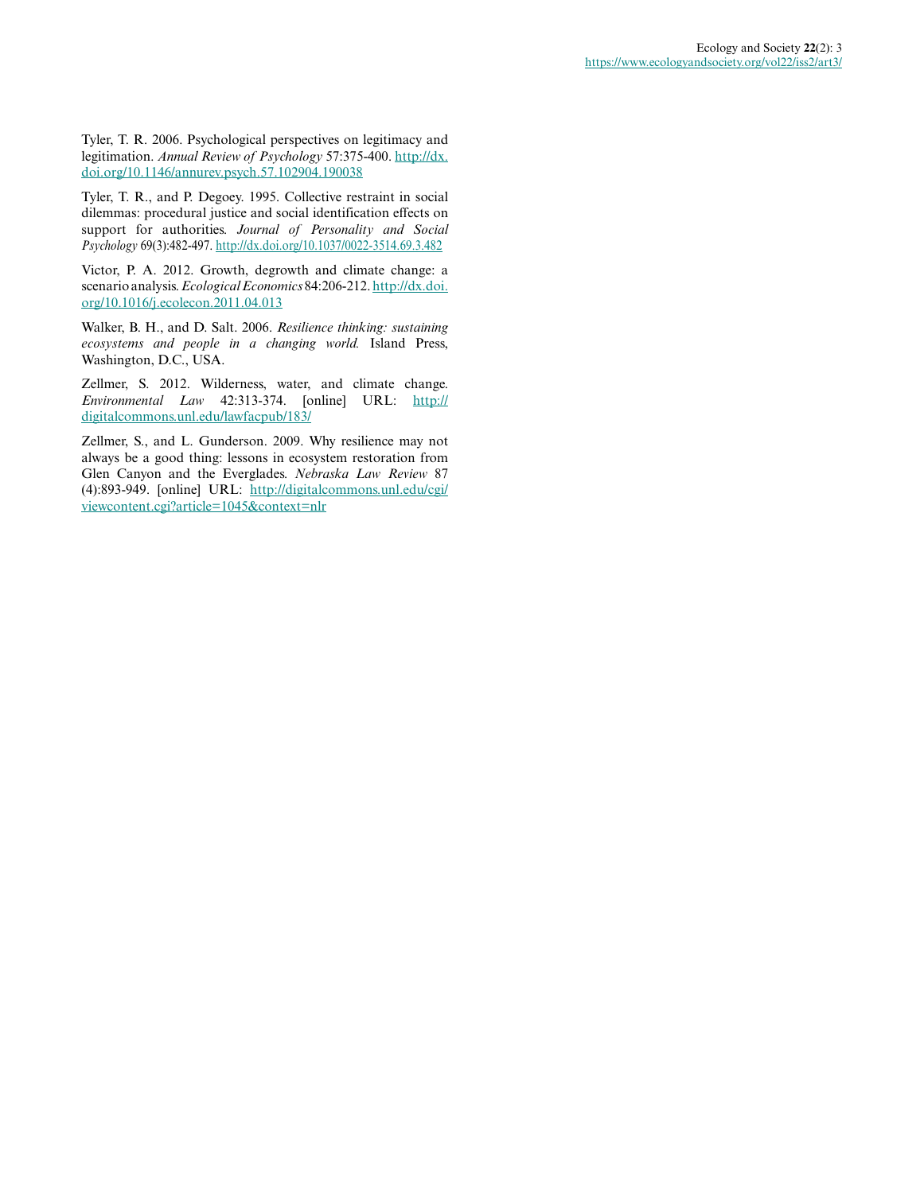Tyler, T. R. 2006. Psychological perspectives on legitimacy and legitimation. *Annual Review of Psychology* 57:375-400. http://dx.doi.org/10.1146/annurev.psych.57.102904.190038

Tyler, T. R., and P. Degoey. 1995. Collective restraint in social dilemmas: procedural justice and social identification effects on support for authorities. *Journal of Personality and Social Psychology* 69(3):482-497. http://dx.doi.org/10.1037/0022-3514.69.3.482

Victor, P. A. 2012. Growth, degrowth and climate change: a scenario analysis. *Ecological Economics* 84:206-212. http://dx.doi.org/10.1016/j.ecolecon.2011.04.013

Walker, B. H., and D. Salt. 2006. *Resilience thinking: sustaining ecosystems and people in a changing world.* Island Press, Washington, D.C., USA.

Zellmer, S. 2012. Wilderness, water, and climate change. *Environmental Law* 42:313-374. [online] URL: http://digitalcommons.unl.edu/lawfacpub/183/

Zellmer, S., and L. Gunderson. 2009. Why resilience may not always be a good thing: lessons in ecosystem restoration from Glen Canyon and the Everglades. *Nebraska Law Review* 87 (4):893-949. [online] URL: http://digitalcommons.unl.edu/cgi/viewcontent.cgi?article=1045&context=nlr